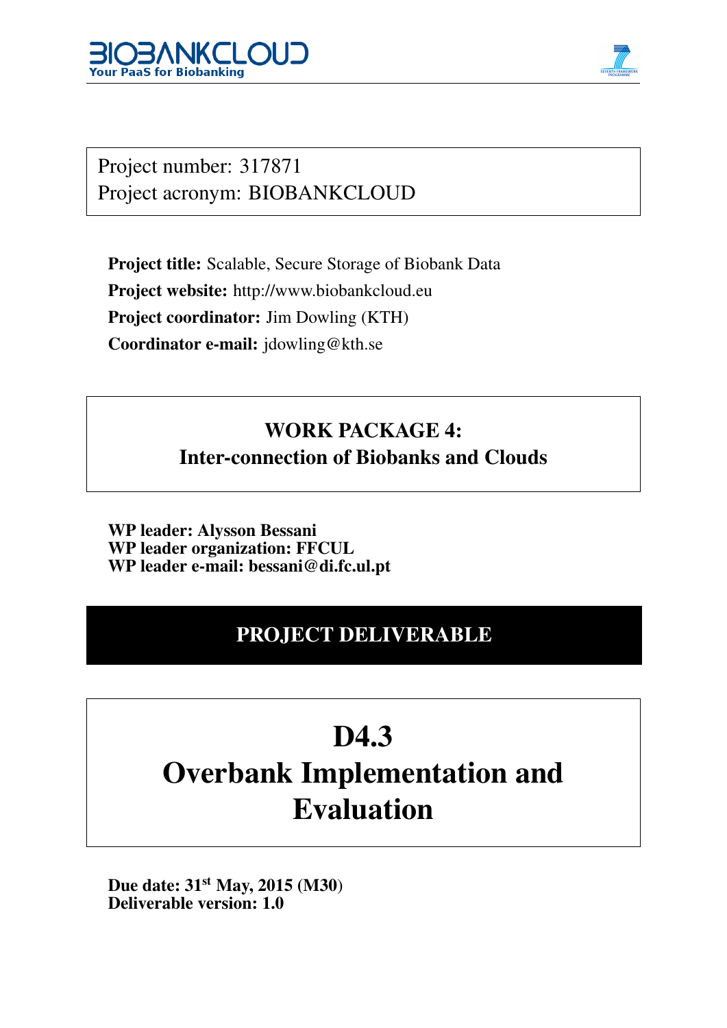Project number: 317871
Project acronym: BIOBANKCLOUD

**Project title:** Scalable, Secure Storage of Biobank Data
**Project website:** http://www.biobankcloud.eu
**Project coordinator:** Jim Dowling (KTH)
**Coordinator e-mail:** jdowling@kth.se

**WORK PACKAGE 4:**
**Inter-connection of Biobanks and Clouds**

**WP leader: Alysson Bessani**
**WP leader organization: FFCUL**
**WP leader e-mail: bessani@di.fc.ul.pt**

**PROJECT DELIVERABLE**

# D4.3
# Overbank Implementation and Evaluation

**Due date: 31st May, 2015 (M30)**
**Deliverable version: 1.0**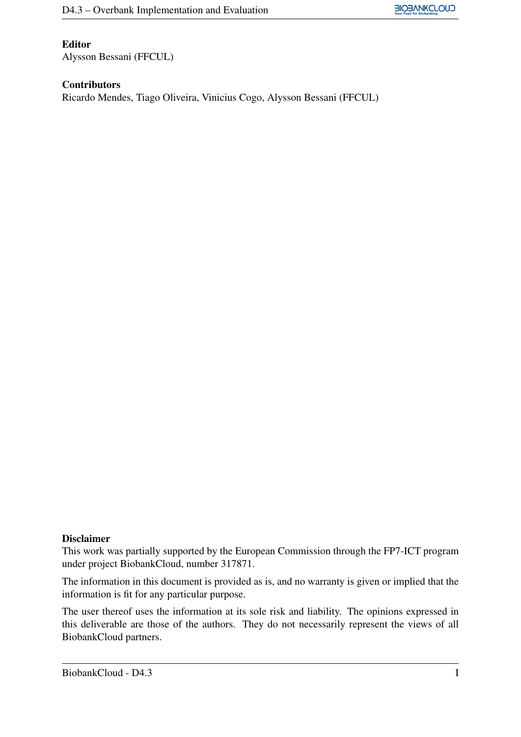**Editor**
Alysson Bessani (FFCUL)

**Contributors**
Ricardo Mendes, Tiago Oliveira, Vinicius Cogo, Alysson Bessani (FFCUL)

**Disclaimer**
This work was partially supported by the European Commission through the FP7-ICT program under project BiobankCloud, number 317871.

The information in this document is provided as is, and no warranty is given or implied that the information is fit for any particular purpose.

The user thereof uses the information at its sole risk and liability. The opinions expressed in this deliverable are those of the authors. They do not necessarily represent the views of all BiobankCloud partners.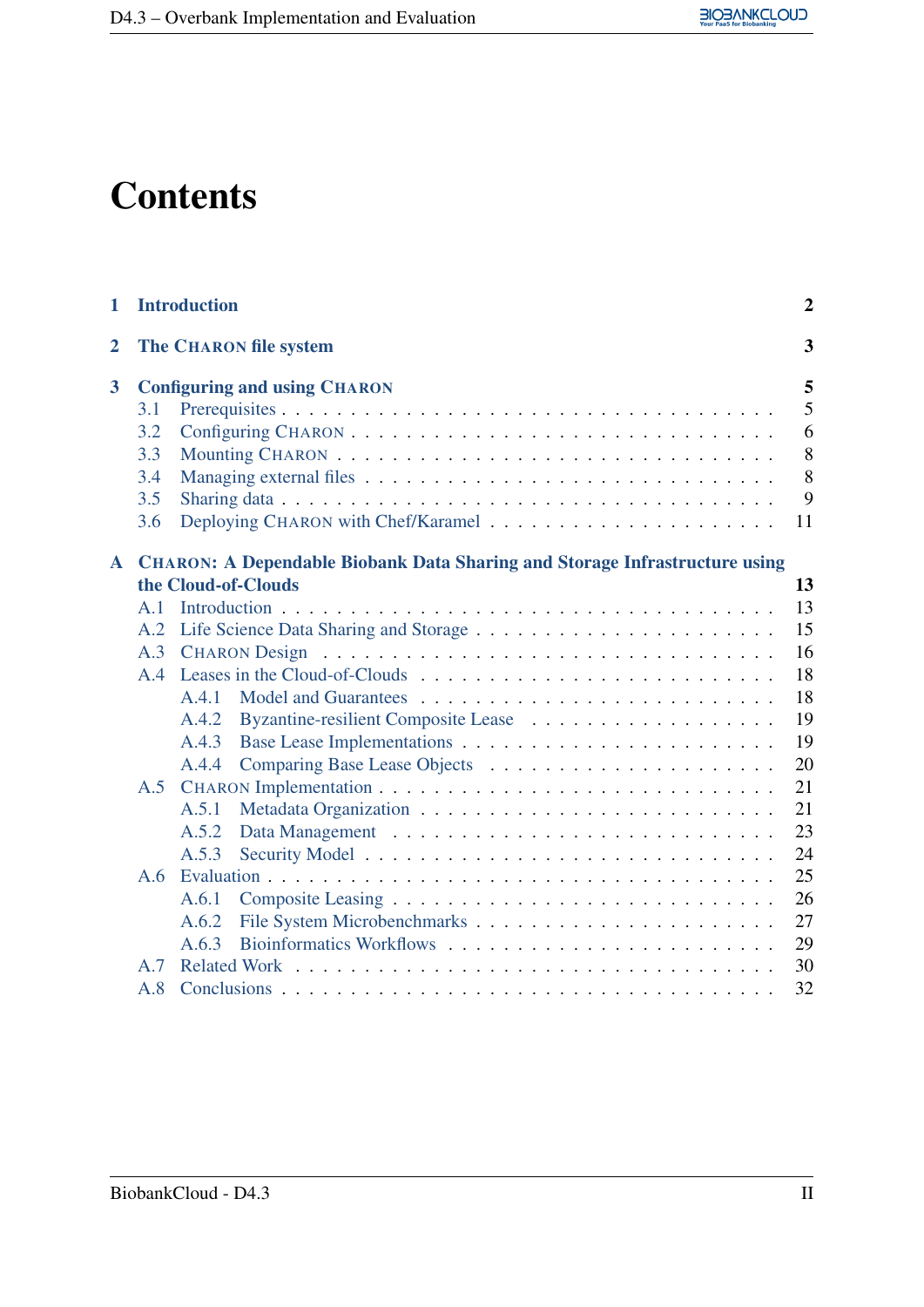# Contents

1 Introduction 2

2 The CHARON file system 3

3 Configuring and using CHARON 5
- 3.1 Prerequisites . . . 5
- 3.2 Configuring CHARON . . . 6
- 3.3 Mounting CHARON . . . 8
- 3.4 Managing external files . . . 8
- 3.5 Sharing data . . . 9
- 3.6 Deploying CHARON with Chef/Karamel . . . 11

A CHARON: A Dependable Biobank Data Sharing and Storage Infrastructure using the Cloud-of-Clouds 13
- A.1 Introduction . . . 13
- A.2 Life Science Data Sharing and Storage . . . 15
- A.3 CHARON Design . . . 16
- A.4 Leases in the Cloud-of-Clouds . . . 18
  - A.4.1 Model and Guarantees . . . 18
  - A.4.2 Byzantine-resilient Composite Lease . . . 19
  - A.4.3 Base Lease Implementations . . . 19
  - A.4.4 Comparing Base Lease Objects . . . 20
- A.5 CHARON Implementation . . . 21
  - A.5.1 Metadata Organization . . . 21
  - A.5.2 Data Management . . . 23
  - A.5.3 Security Model . . . 24
- A.6 Evaluation . . . 25
  - A.6.1 Composite Leasing . . . 26
  - A.6.2 File System Microbenchmarks . . . 27
  - A.6.3 Bioinformatics Workflows . . . 29
- A.7 Related Work . . . 30
- A.8 Conclusions . . . 32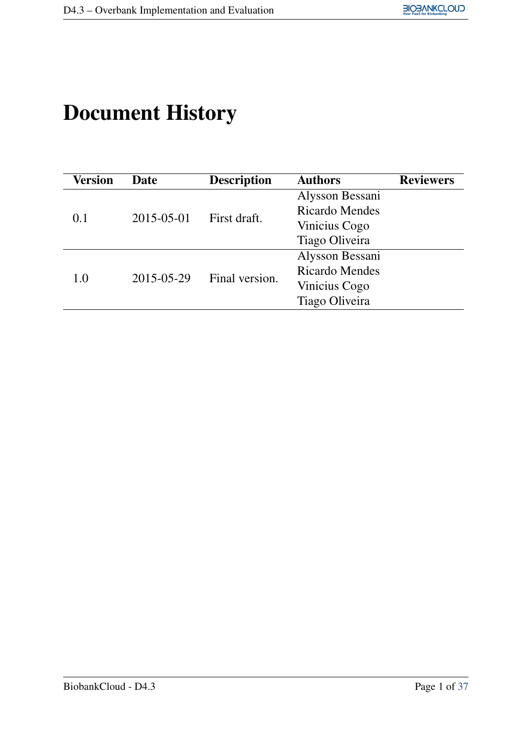# Document History

| Version | Date | Description | Authors | Reviewers |
|---|---|---|---|---|
| 0.1 | 2015-05-01 | First draft. | Alysson Bessani<br>Ricardo Mendes<br>Vinicius Cogo<br>Tiago Oliveira | |
| 1.0 | 2015-05-29 | Final version. | Alysson Bessani<br>Ricardo Mendes<br>Vinicius Cogo<br>Tiago Oliveira | |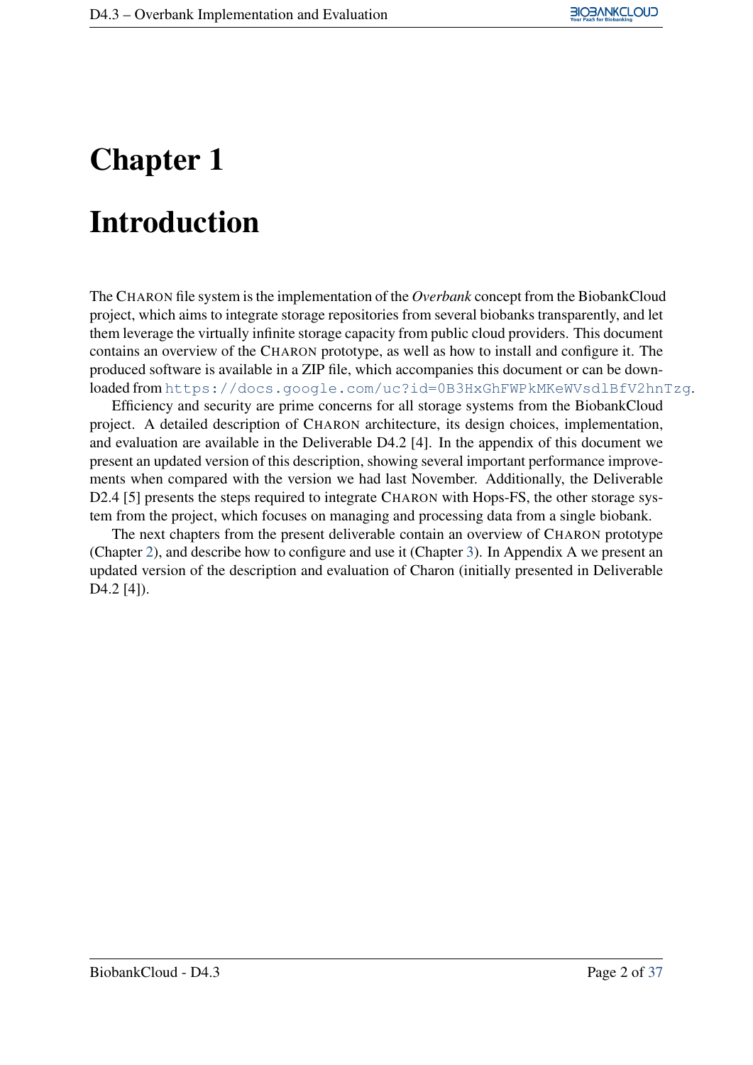# Chapter 1

# Introduction

The CHARON file system is the implementation of the *Overbank* concept from the BiobankCloud project, which aims to integrate storage repositories from several biobanks transparently, and let them leverage the virtually infinite storage capacity from public cloud providers. This document contains an overview of the CHARON prototype, as well as how to install and configure it. The produced software is available in a ZIP file, which accompanies this document or can be downloaded from https://docs.google.com/uc?id=0B3HxGhFWPkMKeWVsdlBfV2hnTzg.

Efficiency and security are prime concerns for all storage systems from the BiobankCloud project. A detailed description of CHARON architecture, its design choices, implementation, and evaluation are available in the Deliverable D4.2 [4]. In the appendix of this document we present an updated version of this description, showing several important performance improvements when compared with the version we had last November. Additionally, the Deliverable D2.4 [5] presents the steps required to integrate CHARON with Hops-FS, the other storage system from the project, which focuses on managing and processing data from a single biobank.

The next chapters from the present deliverable contain an overview of CHARON prototype (Chapter 2), and describe how to configure and use it (Chapter 3). In Appendix A we present an updated version of the description and evaluation of Charon (initially presented in Deliverable D4.2 [4]).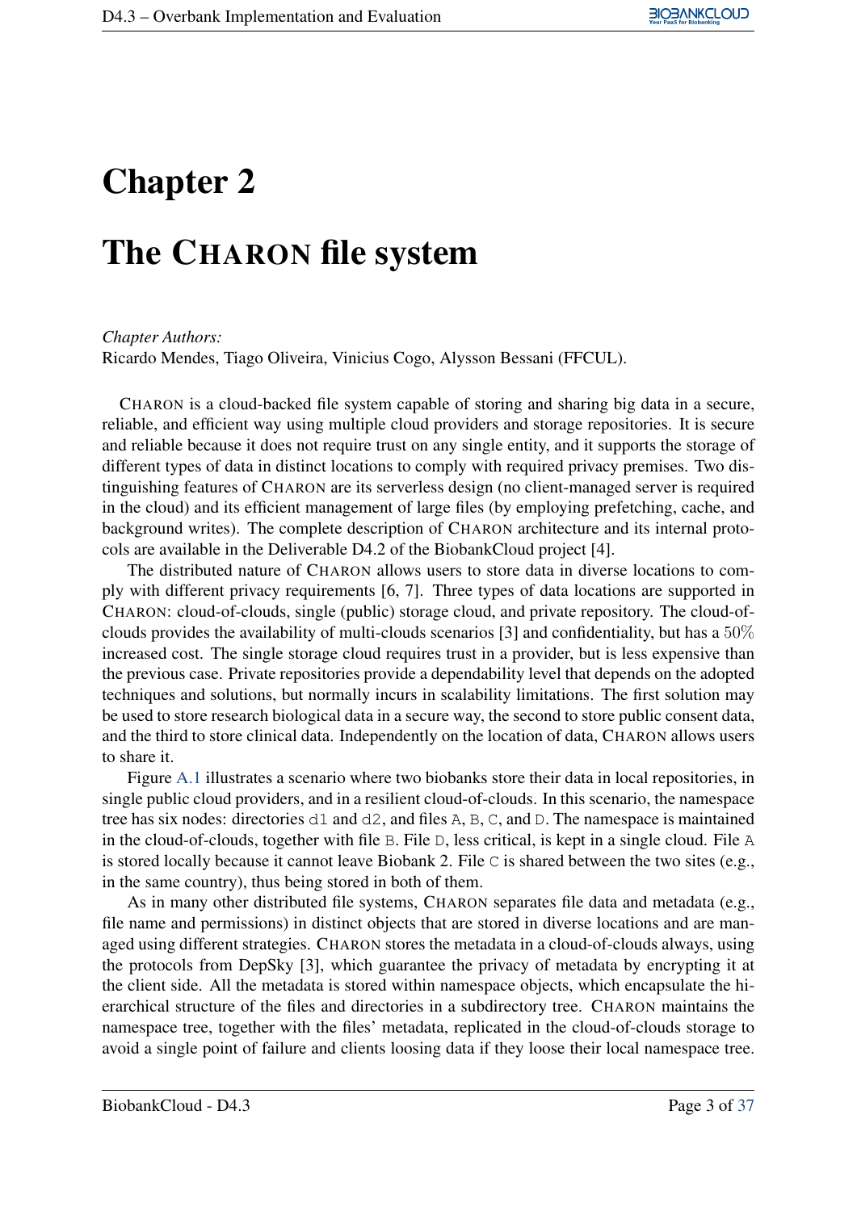# Chapter 2

# The CHARON file system

*Chapter Authors:*
Ricardo Mendes, Tiago Oliveira, Vinicius Cogo, Alysson Bessani (FFCUL).

CHARON is a cloud-backed file system capable of storing and sharing big data in a secure, reliable, and efficient way using multiple cloud providers and storage repositories. It is secure and reliable because it does not require trust on any single entity, and it supports the storage of different types of data in distinct locations to comply with required privacy premises. Two distinguishing features of CHARON are its serverless design (no client-managed server is required in the cloud) and its efficient management of large files (by employing prefetching, cache, and background writes). The complete description of CHARON architecture and its internal protocols are available in the Deliverable D4.2 of the BiobankCloud project [4].

The distributed nature of CHARON allows users to store data in diverse locations to comply with different privacy requirements [6, 7]. Three types of data locations are supported in CHARON: cloud-of-clouds, single (public) storage cloud, and private repository. The cloud-of-clouds provides the availability of multi-clouds scenarios [3] and confidentiality, but has a $50\%$ increased cost. The single storage cloud requires trust in a provider, but is less expensive than the previous case. Private repositories provide a dependability level that depends on the adopted techniques and solutions, but normally incurs in scalability limitations. The first solution may be used to store research biological data in a secure way, the second to store public consent data, and the third to store clinical data. Independently on the location of data, CHARON allows users to share it.

Figure A.1 illustrates a scenario where two biobanks store their data in local repositories, in single public cloud providers, and in a resilient cloud-of-clouds. In this scenario, the namespace tree has six nodes: directories `d1` and `d2`, and files `A`, `B`, `C`, and `D`. The namespace is maintained in the cloud-of-clouds, together with file `B`. File `D`, less critical, is kept in a single cloud. File `A` is stored locally because it cannot leave Biobank 2. File `C` is shared between the two sites (e.g., in the same country), thus being stored in both of them.

As in many other distributed file systems, CHARON separates file data and metadata (e.g., file name and permissions) in distinct objects that are stored in diverse locations and are managed using different strategies. CHARON stores the metadata in a cloud-of-clouds always, using the protocols from DepSky [3], which guarantee the privacy of metadata by encrypting it at the client side. All the metadata is stored within namespace objects, which encapsulate the hierarchical structure of the files and directories in a subdirectory tree. CHARON maintains the namespace tree, together with the files' metadata, replicated in the cloud-of-clouds storage to avoid a single point of failure and clients loosing data if they loose their local namespace tree.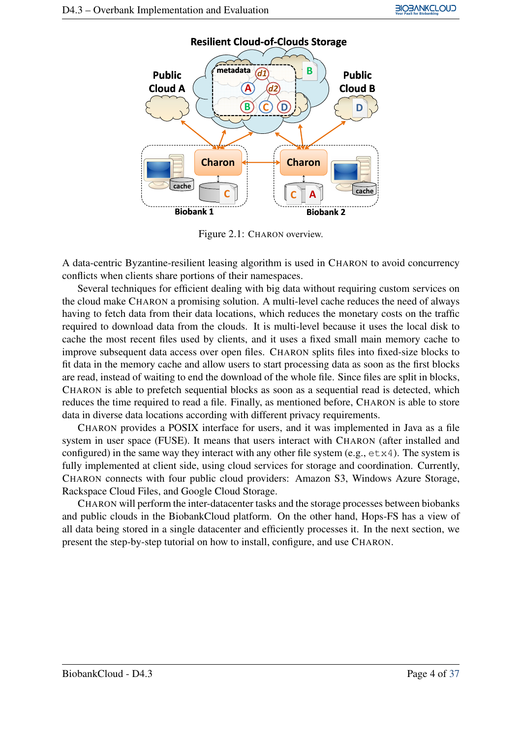Figure 2.1: CHARON overview.

A data-centric Byzantine-resilient leasing algorithm is used in CHARON to avoid concurrency conflicts when clients share portions of their namespaces.

Several techniques for efficient dealing with big data without requiring custom services on the cloud make CHARON a promising solution. A multi-level cache reduces the need of always having to fetch data from their data locations, which reduces the monetary costs on the traffic required to download data from the clouds. It is multi-level because it uses the local disk to cache the most recent files used by clients, and it uses a fixed small main memory cache to improve subsequent data access over open files. CHARON splits files into fixed-size blocks to fit data in the memory cache and allow users to start processing data as soon as the first blocks are read, instead of waiting to end the download of the whole file. Since files are split in blocks, CHARON is able to prefetch sequential blocks as soon as a sequential read is detected, which reduces the time required to read a file. Finally, as mentioned before, CHARON is able to store data in diverse data locations according with different privacy requirements.

CHARON provides a POSIX interface for users, and it was implemented in Java as a file system in user space (FUSE). It means that users interact with CHARON (after installed and configured) in the same way they interact with any other file system (e.g., `etx4`). The system is fully implemented at client side, using cloud services for storage and coordination. Currently, CHARON connects with four public cloud providers: Amazon S3, Windows Azure Storage, Rackspace Cloud Files, and Google Cloud Storage.

CHARON will perform the inter-datacenter tasks and the storage processes between biobanks and public clouds in the BiobankCloud platform. On the other hand, Hops-FS has a view of all data being stored in a single datacenter and efficiently processes it. In the next section, we present the step-by-step tutorial on how to install, configure, and use CHARON.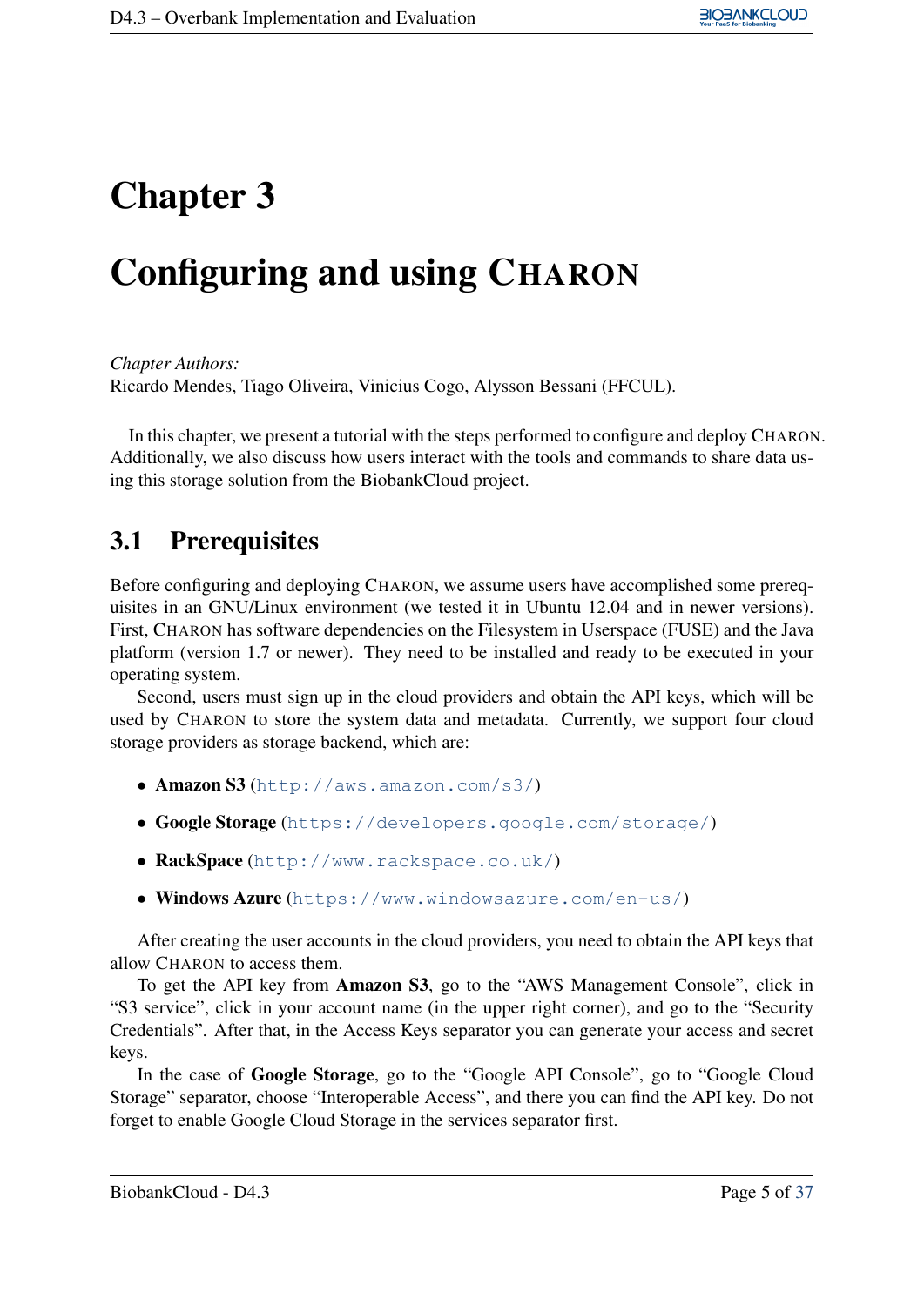# Chapter 3

# Configuring and using CHARON

*Chapter Authors:*
Ricardo Mendes, Tiago Oliveira, Vinicius Cogo, Alysson Bessani (FFCUL).

In this chapter, we present a tutorial with the steps performed to configure and deploy CHARON. Additionally, we also discuss how users interact with the tools and commands to share data using this storage solution from the BiobankCloud project.

## 3.1 Prerequisites

Before configuring and deploying CHARON, we assume users have accomplished some prerequisites in an GNU/Linux environment (we tested it in Ubuntu 12.04 and in newer versions). First, CHARON has software dependencies on the Filesystem in Userspace (FUSE) and the Java platform (version 1.7 or newer). They need to be installed and ready to be executed in your operating system.

Second, users must sign up in the cloud providers and obtain the API keys, which will be used by CHARON to store the system data and metadata. Currently, we support four cloud storage providers as storage backend, which are:

- **Amazon S3** (http://aws.amazon.com/s3/)
- **Google Storage** (https://developers.google.com/storage/)
- **RackSpace** (http://www.rackspace.co.uk/)
- **Windows Azure** (https://www.windowsazure.com/en-us/)

After creating the user accounts in the cloud providers, you need to obtain the API keys that allow CHARON to access them.

To get the API key from **Amazon S3**, go to the "AWS Management Console", click in "S3 service", click in your account name (in the upper right corner), and go to the "Security Credentials". After that, in the Access Keys separator you can generate your access and secret keys.

In the case of **Google Storage**, go to the "Google API Console", go to "Google Cloud Storage" separator, choose "Interoperable Access", and there you can find the API key. Do not forget to enable Google Cloud Storage in the services separator first.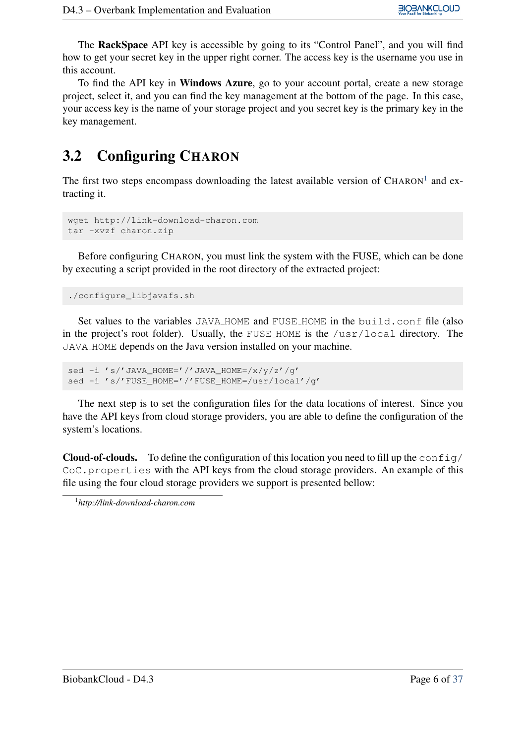The **RackSpace** API key is accessible by going to its "Control Panel", and you will find how to get your secret key in the upper right corner. The access key is the username you use in this account.

To find the API key in **Windows Azure**, go to your account portal, create a new storage project, select it, and you can find the key management at the bottom of the page. In this case, your access key is the name of your storage project and you secret key is the primary key in the key management.

## 3.2 Configuring CHARON

The first two steps encompass downloading the latest available version of CHARON[1] and extracting it.

```
wget http://link-download-charon.com
tar -xvzf charon.zip
```

Before configuring CHARON, you must link the system with the FUSE, which can be done by executing a script provided in the root directory of the extracted project:

```
./configure_libjavafs.sh
```

Set values to the variables `JAVA_HOME` and `FUSE_HOME` in the `build.conf` file (also in the project's root folder). Usually, the `FUSE_HOME` is the `/usr/local` directory. The `JAVA_HOME` depends on the Java version installed on your machine.

```
sed -i 's/'JAVA_HOME='/'JAVA_HOME=/x/y/z'/g'
sed -i 's/'FUSE_HOME='/'FUSE_HOME=/usr/local'/g'
```

The next step is to set the configuration files for the data locations of interest. Since you have the API keys from cloud storage providers, you are able to define the configuration of the system's locations.

**Cloud-of-clouds.** To define the configuration of this location you need to fill up the `config/CoC.properties` with the API keys from the cloud storage providers. An example of this file using the four cloud storage providers we support is presented bellow:

[1] *http://link-download-charon.com*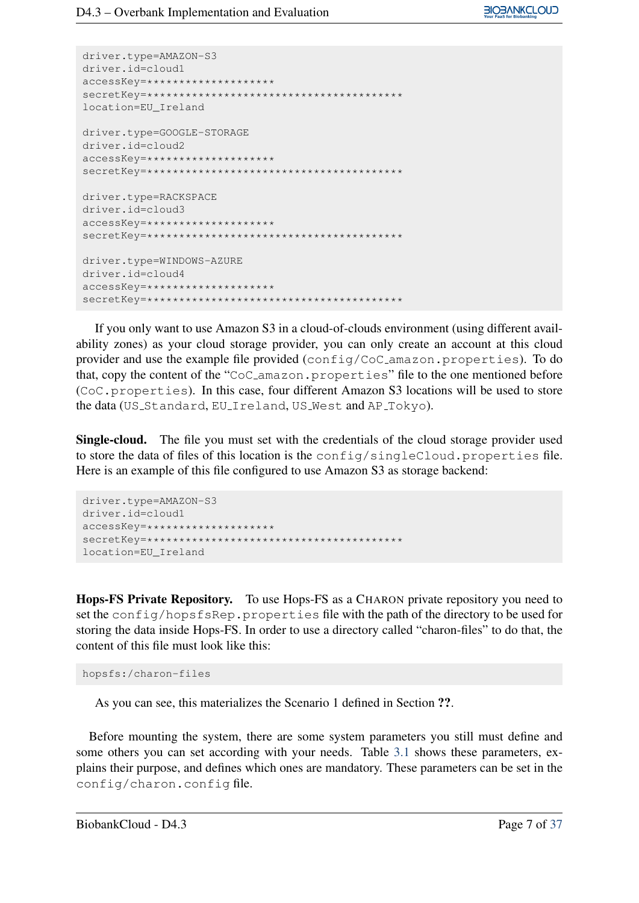```
driver.type=AMAZON-S3
driver.id=cloud1
accessKey=********************
secretKey=****************************************
location=EU_Ireland

driver.type=GOOGLE-STORAGE
driver.id=cloud2
accessKey=********************
secretKey=****************************************

driver.type=RACKSPACE
driver.id=cloud3
accessKey=********************
secretKey=****************************************

driver.type=WINDOWS-AZURE
driver.id=cloud4
accessKey=********************
secretKey=****************************************
```

If you only want to use Amazon S3 in a cloud-of-clouds environment (using different availability zones) as your cloud storage provider, you can only create an account at this cloud provider and use the example file provided (`config/CoC_amazon.properties`). To do that, copy the content of the "`CoC_amazon.properties`" file to the one mentioned before (`CoC.properties`). In this case, four different Amazon S3 locations will be used to store the data (`US_Standard`, `EU_Ireland`, `US_West` and `AP_Tokyo`).

**Single-cloud.** The file you must set with the credentials of the cloud storage provider used to store the data of files of this location is the `config/singleCloud.properties` file. Here is an example of this file configured to use Amazon S3 as storage backend:

```
driver.type=AMAZON-S3
driver.id=cloud1
accessKey=********************
secretKey=****************************************
location=EU_Ireland
```

**Hops-FS Private Repository.** To use Hops-FS as a CHARON private repository you need to set the `config/hopsfsRep.properties` file with the path of the directory to be used for storing the data inside Hops-FS. In order to use a directory called "charon-files" to do that, the content of this file must look like this:

```
hopsfs:/charon-files
```

As you can see, this materializes the Scenario 1 defined in Section **??**.

Before mounting the system, there are some system parameters you still must define and some others you can set according with your needs. Table 3.1 shows these parameters, explains their purpose, and defines which ones are mandatory. These parameters can be set in the `config/charon.config` file.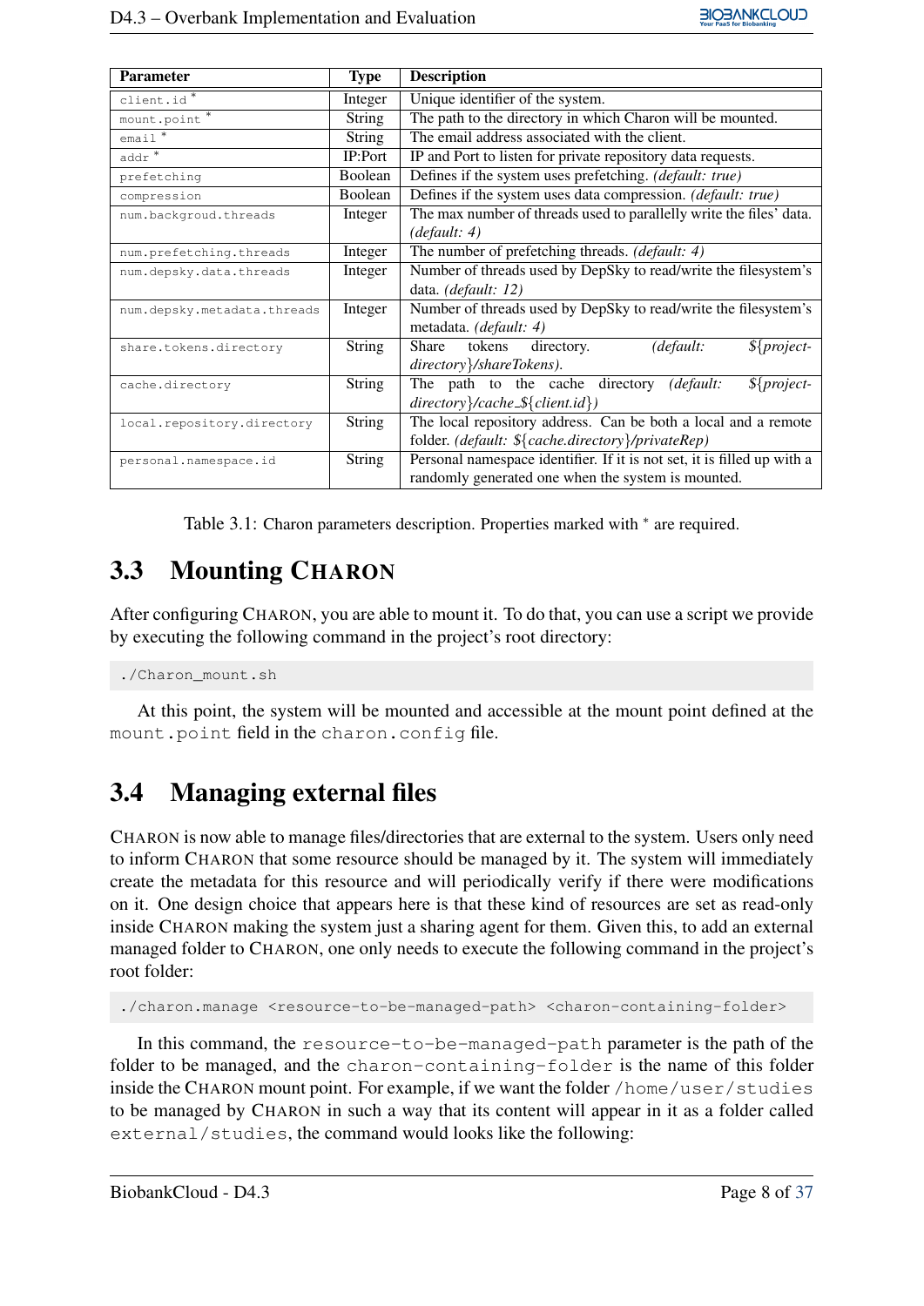| Parameter | Type | Description |
|---|---|---|
| `client.id` * | Integer | Unique identifier of the system. |
| `mount.point` * | String | The path to the directory in which Charon will be mounted. |
| `email` * | String | The email address associated with the client. |
| `addr` * | IP:Port | IP and Port to listen for private repository data requests. |
| `prefetching` | Boolean | Defines if the system uses prefetching. *(default: true)* |
| `compression` | Boolean | Defines if the system uses data compression. *(default: true)* |
| `num.backgroud.threads` | Integer | The max number of threads used to parallelly write the files' data. *(default: 4)* |
| `num.prefetching.threads` | Integer | The number of prefetching threads. *(default: 4)* |
| `num.depsky.data.threads` | Integer | Number of threads used by DepSky to read/write the filesystem's data. *(default: 12)* |
| `num.depsky.metadata.threads` | Integer | Number of threads used by DepSky to read/write the filesystem's metadata. *(default: 4)* |
| `share.tokens.directory` | String | Share tokens directory. *(default: ${project-directory}/shareTokens)*. |
| `cache.directory` | String | The path to the cache directory *(default: ${project-directory}/cache_${client.id})* |
| `local.repository.directory` | String | The local repository address. Can be both a local and a remote folder. *(default: ${cache.directory}/privateRep)* |
| `personal.namespace.id` | String | Personal namespace identifier. If it is not set, it is filled up with a randomly generated one when the system is mounted. |

Table 3.1: Charon parameters description. Properties marked with * are required.

## 3.3 Mounting CHARON

After configuring CHARON, you are able to mount it. To do that, you can use a script we provide by executing the following command in the project's root directory:

```
./Charon_mount.sh
```

At this point, the system will be mounted and accessible at the mount point defined at the `mount.point` field in the `charon.config` file.

## 3.4 Managing external files

CHARON is now able to manage files/directories that are external to the system. Users only need to inform CHARON that some resource should be managed by it. The system will immediately create the metadata for this resource and will periodically verify if there were modifications on it. One design choice that appears here is that these kind of resources are set as read-only inside CHARON making the system just a sharing agent for them. Given this, to add an external managed folder to CHARON, one only needs to execute the following command in the project's root folder:

```
./charon.manage <resource-to-be-managed-path> <charon-containing-folder>
```

In this command, the `resource-to-be-managed-path` parameter is the path of the folder to be managed, and the `charon-containing-folder` is the name of this folder inside the CHARON mount point. For example, if we want the folder `/home/user/studies` to be managed by CHARON in such a way that its content will appear in it as a folder called `external/studies`, the command would looks like the following: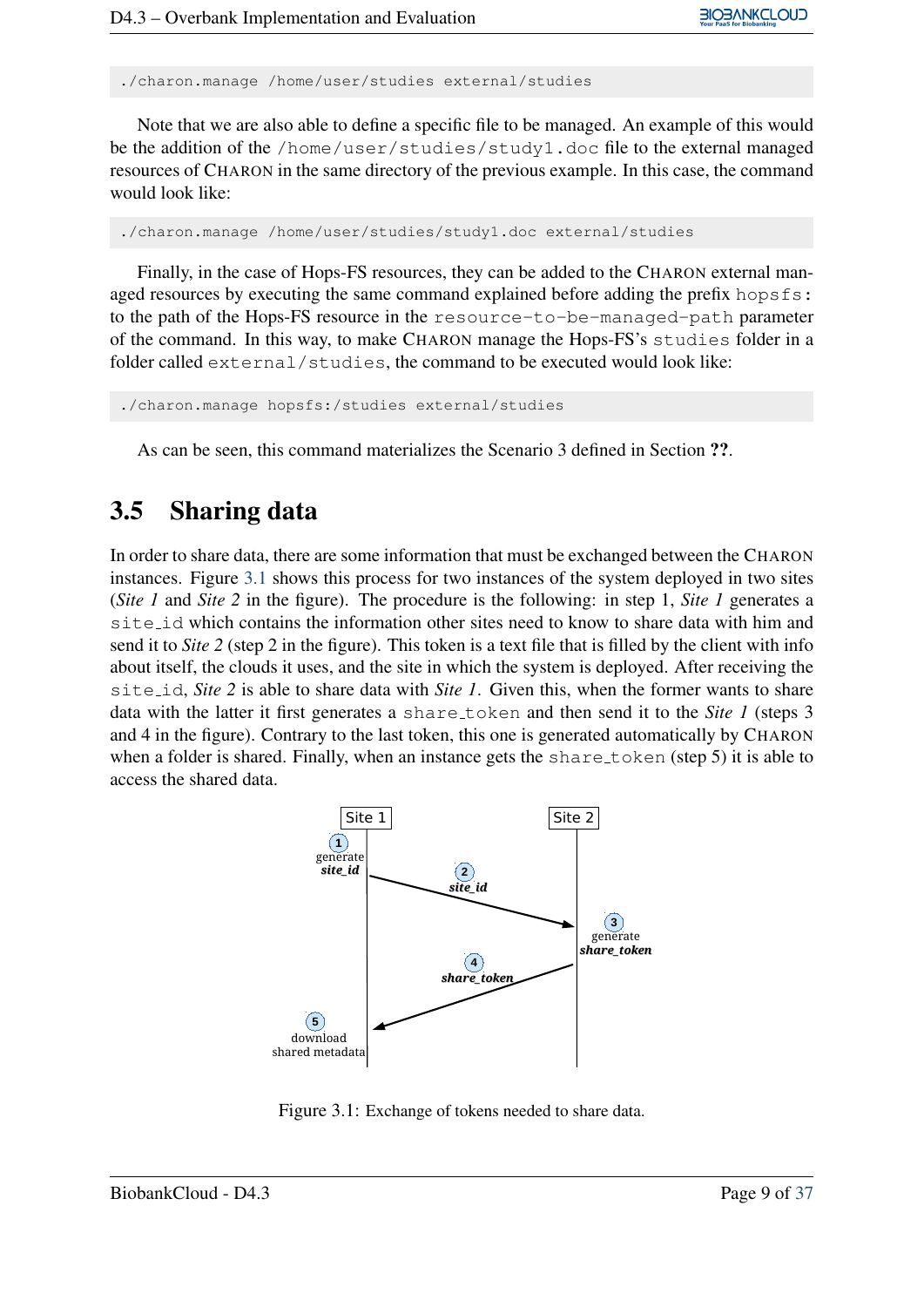```
./charon.manage /home/user/studies external/studies
```

Note that we are also able to define a specific file to be managed. An example of this would be the addition of the /home/user/studies/study1.doc file to the external managed resources of CHARON in the same directory of the previous example. In this case, the command would look like:

```
./charon.manage /home/user/studies/study1.doc external/studies
```

Finally, in the case of Hops-FS resources, they can be added to the CHARON external managed resources by executing the same command explained before adding the prefix hopsfs: to the path of the Hops-FS resource in the resource-to-be-managed-path parameter of the command. In this way, to make CHARON manage the Hops-FS's studies folder in a folder called external/studies, the command to be executed would look like:

```
./charon.manage hopsfs:/studies external/studies
```

As can be seen, this command materializes the Scenario 3 defined in Section **??**.

## 3.5 Sharing data

In order to share data, there are some information that must be exchanged between the CHARON instances. Figure 3.1 shows this process for two instances of the system deployed in two sites (*Site 1* and *Site 2* in the figure). The procedure is the following: in step 1, *Site 1* generates a site_id which contains the information other sites need to know to share data with him and send it to *Site 2* (step 2 in the figure). This token is a text file that is filled by the client with info about itself, the clouds it uses, and the site in which the system is deployed. After receiving the site_id, *Site 2* is able to share data with *Site 1*. Given this, when the former wants to share data with the latter it first generates a share_token and then send it to the *Site 1* (steps 3 and 4 in the figure). Contrary to the last token, this one is generated automatically by CHARON when a folder is shared. Finally, when an instance gets the share_token (step 5) it is able to access the shared data.

Figure 3.1: Exchange of tokens needed to share data.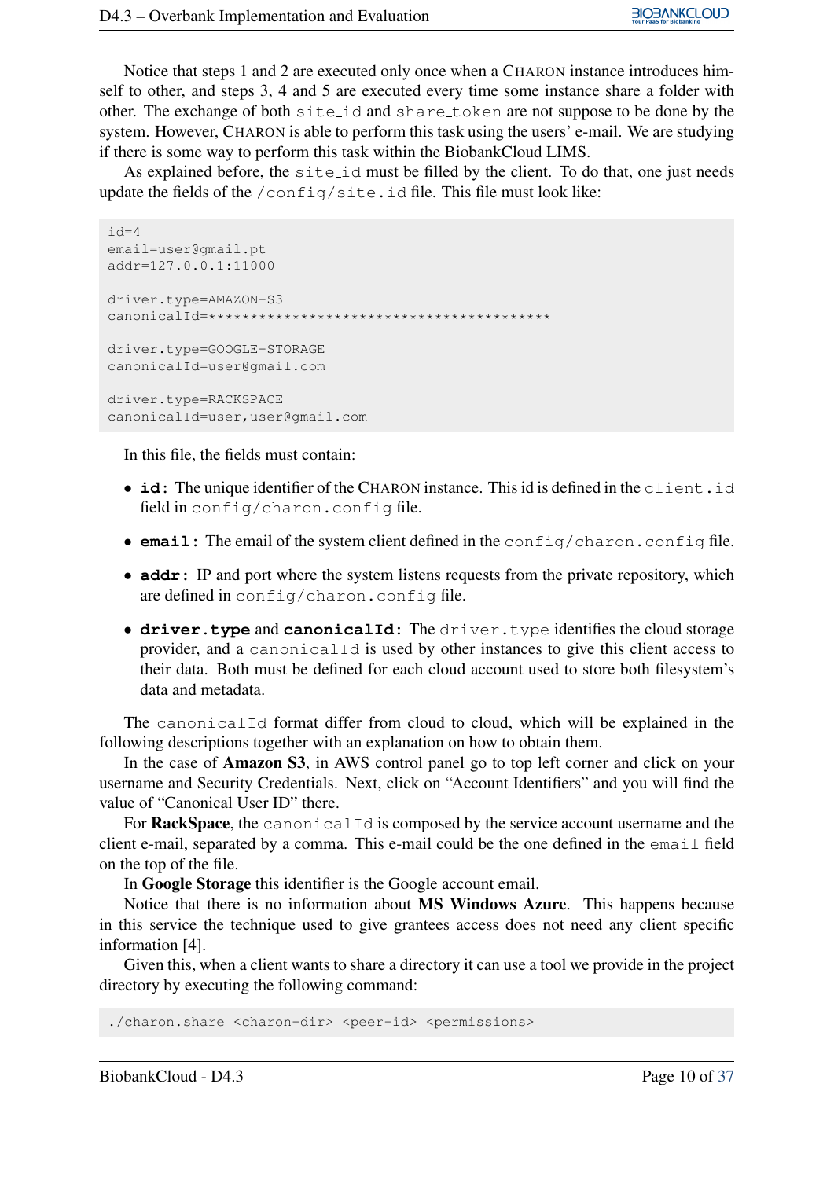Notice that steps 1 and 2 are executed only once when a CHARON instance introduces himself to other, and steps 3, 4 and 5 are executed every time some instance share a folder with other. The exchange of both `site_id` and `share_token` are not suppose to be done by the system. However, CHARON is able to perform this task using the users' e-mail. We are studying if there is some way to perform this task within the BiobankCloud LIMS.

As explained before, the `site_id` must be filled by the client. To do that, one just needs update the fields of the `/config/site.id` file. This file must look like:

```
id=4
email=user@gmail.pt
addr=127.0.0.1:11000

driver.type=AMAZON-S3
canonicalId=****************************************

driver.type=GOOGLE-STORAGE
canonicalId=user@gmail.com

driver.type=RACKSPACE
canonicalId=user,user@gmail.com
```

In this file, the fields must contain:

- **id:** The unique identifier of the CHARON instance. This id is defined in the `client.id` field in `config/charon.config` file.
- **email:** The email of the system client defined in the `config/charon.config` file.
- **addr:** IP and port where the system listens requests from the private repository, which are defined in `config/charon.config` file.
- **driver.type** and **canonicalId:** The `driver.type` identifies the cloud storage provider, and a `canonicalId` is used by other instances to give this client access to their data. Both must be defined for each cloud account used to store both filesystem's data and metadata.

The `canonicalId` format differ from cloud to cloud, which will be explained in the following descriptions together with an explanation on how to obtain them.

In the case of **Amazon S3**, in AWS control panel go to top left corner and click on your username and Security Credentials. Next, click on "Account Identifiers" and you will find the value of "Canonical User ID" there.

For **RackSpace**, the `canonicalId` is composed by the service account username and the client e-mail, separated by a comma. This e-mail could be the one defined in the `email` field on the top of the file.

In **Google Storage** this identifier is the Google account email.

Notice that there is no information about **MS Windows Azure**. This happens because in this service the technique used to give grantees access does not need any client specific information [4].

Given this, when a client wants to share a directory it can use a tool we provide in the project directory by executing the following command:

```
./charon.share <charon-dir> <peer-id> <permissions>
```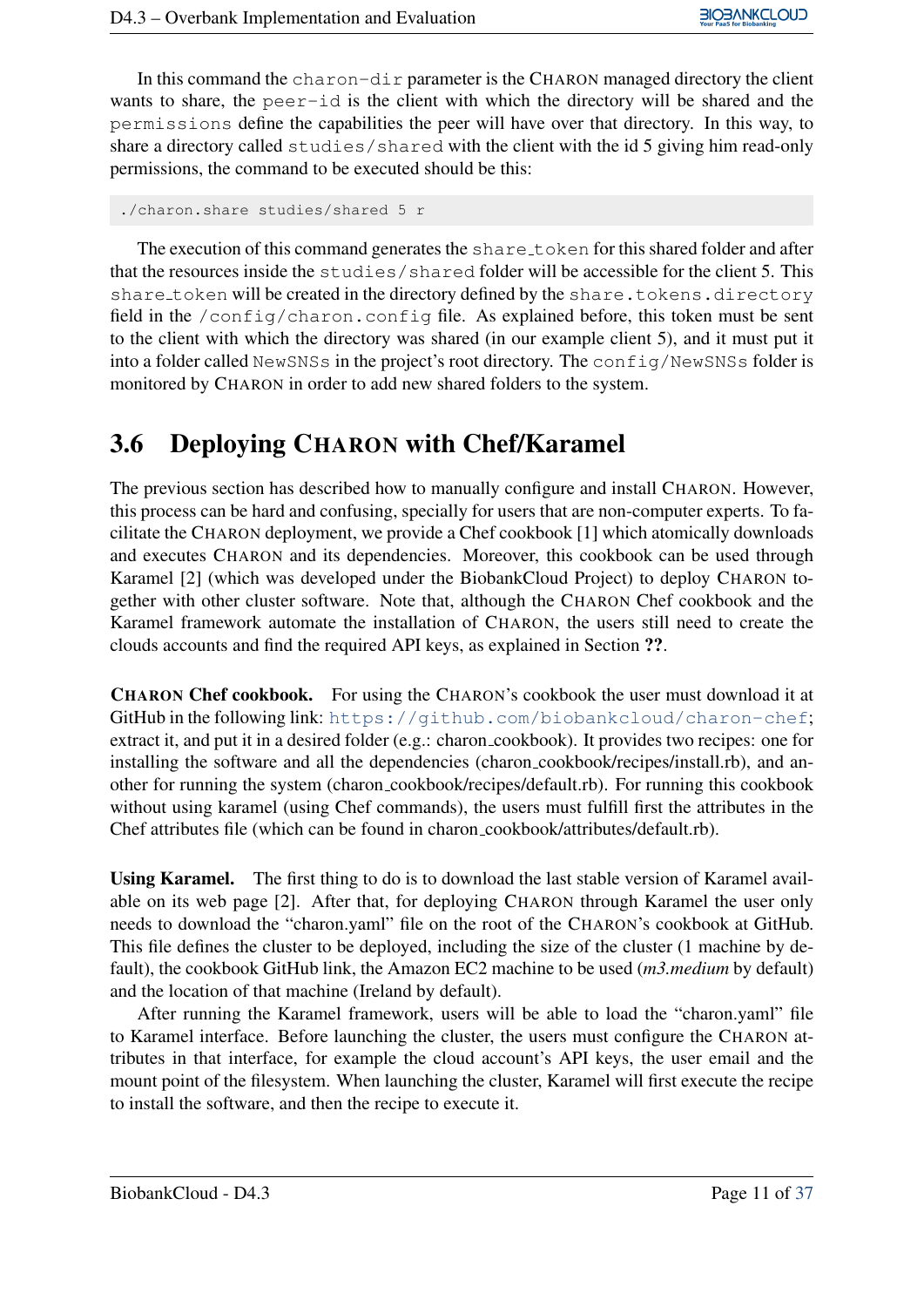In this command the `charon-dir` parameter is the CHARON managed directory the client wants to share, the `peer-id` is the client with which the directory will be shared and the `permissions` define the capabilities the peer will have over that directory. In this way, to share a directory called `studies/shared` with the client with the id 5 giving him read-only permissions, the command to be executed should be this:

```
./charon.share studies/shared 5 r
```

The execution of this command generates the `share_token` for this shared folder and after that the resources inside the `studies/shared` folder will be accessible for the client 5. This `share_token` will be created in the directory defined by the `share.tokens.directory` field in the `/config/charon.config` file. As explained before, this token must be sent to the client with which the directory was shared (in our example client 5), and it must put it into a folder called `NewSNSs` in the project's root directory. The `config/NewSNSs` folder is monitored by CHARON in order to add new shared folders to the system.

## 3.6 Deploying CHARON with Chef/Karamel

The previous section has described how to manually configure and install CHARON. However, this process can be hard and confusing, specially for users that are non-computer experts. To facilitate the CHARON deployment, we provide a Chef cookbook [1] which atomically downloads and executes CHARON and its dependencies. Moreover, this cookbook can be used through Karamel [2] (which was developed under the BiobankCloud Project) to deploy CHARON together with other cluster software. Note that, although the CHARON Chef cookbook and the Karamel framework automate the installation of CHARON, the users still need to create the clouds accounts and find the required API keys, as explained in Section **??**.

**CHARON Chef cookbook.** For using the CHARON's cookbook the user must download it at GitHub in the following link: `https://github.com/biobankcloud/charon-chef`; extract it, and put it in a desired folder (e.g.: charon_cookbook). It provides two recipes: one for installing the software and all the dependencies (charon_cookbook/recipes/install.rb), and another for running the system (charon_cookbook/recipes/default.rb). For running this cookbook without using karamel (using Chef commands), the users must fulfill first the attributes in the Chef attributes file (which can be found in charon_cookbook/attributes/default.rb).

**Using Karamel.** The first thing to do is to download the last stable version of Karamel available on its web page [2]. After that, for deploying CHARON through Karamel the user only needs to download the "charon.yaml" file on the root of the CHARON's cookbook at GitHub. This file defines the cluster to be deployed, including the size of the cluster (1 machine by default), the cookbook GitHub link, the Amazon EC2 machine to be used (*m3.medium* by default) and the location of that machine (Ireland by default).

After running the Karamel framework, users will be able to load the "charon.yaml" file to Karamel interface. Before launching the cluster, the users must configure the CHARON attributes in that interface, for example the cloud account's API keys, the user email and the mount point of the filesystem. When launching the cluster, Karamel will first execute the recipe to install the software, and then the recipe to execute it.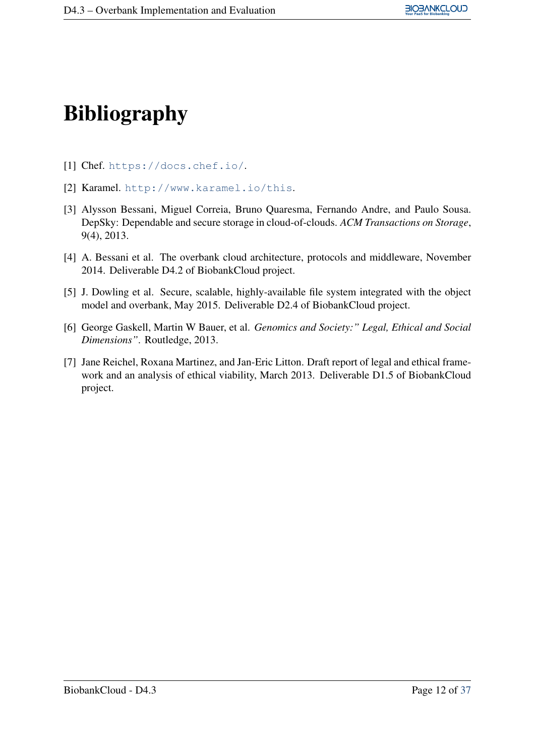# Bibliography

[1] Chef. https://docs.chef.io/.

[2] Karamel. http://www.karamel.io/this.

[3] Alysson Bessani, Miguel Correia, Bruno Quaresma, Fernando Andre, and Paulo Sousa. DepSky: Dependable and secure storage in cloud-of-clouds. *ACM Transactions on Storage*, 9(4), 2013.

[4] A. Bessani et al. The overbank cloud architecture, protocols and middleware, November 2014. Deliverable D4.2 of BiobankCloud project.

[5] J. Dowling et al. Secure, scalable, highly-available file system integrated with the object model and overbank, May 2015. Deliverable D2.4 of BiobankCloud project.

[6] George Gaskell, Martin W Bauer, et al. *Genomics and Society:" Legal, Ethical and Social Dimensions"*. Routledge, 2013.

[7] Jane Reichel, Roxana Martinez, and Jan-Eric Litton. Draft report of legal and ethical framework and an analysis of ethical viability, March 2013. Deliverable D1.5 of BiobankCloud project.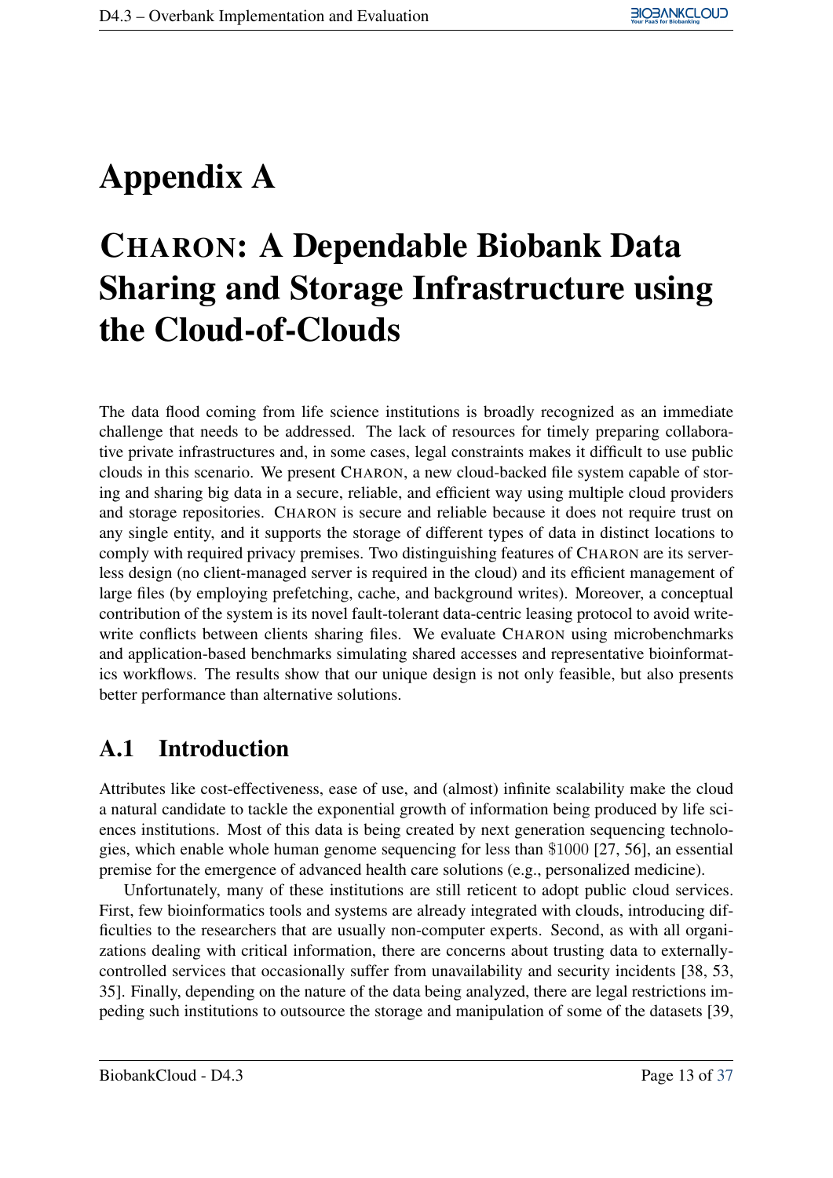# Appendix A

# CHARON: A Dependable Biobank Data Sharing and Storage Infrastructure using the Cloud-of-Clouds

The data flood coming from life science institutions is broadly recognized as an immediate challenge that needs to be addressed. The lack of resources for timely preparing collaborative private infrastructures and, in some cases, legal constraints makes it difficult to use public clouds in this scenario. We present CHARON, a new cloud-backed file system capable of storing and sharing big data in a secure, reliable, and efficient way using multiple cloud providers and storage repositories. CHARON is secure and reliable because it does not require trust on any single entity, and it supports the storage of different types of data in distinct locations to comply with required privacy premises. Two distinguishing features of CHARON are its serverless design (no client-managed server is required in the cloud) and its efficient management of large files (by employing prefetching, cache, and background writes). Moreover, a conceptual contribution of the system is its novel fault-tolerant data-centric leasing protocol to avoid write-write conflicts between clients sharing files. We evaluate CHARON using microbenchmarks and application-based benchmarks simulating shared accesses and representative bioinformatics workflows. The results show that our unique design is not only feasible, but also presents better performance than alternative solutions.

## A.1 Introduction

Attributes like cost-effectiveness, ease of use, and (almost) infinite scalability make the cloud a natural candidate to tackle the exponential growth of information being produced by life sciences institutions. Most of this data is being created by next generation sequencing technologies, which enable whole human genome sequencing for less than $1000 [27, 56], an essential premise for the emergence of advanced health care solutions (e.g., personalized medicine).

Unfortunately, many of these institutions are still reticent to adopt public cloud services. First, few bioinformatics tools and systems are already integrated with clouds, introducing difficulties to the researchers that are usually non-computer experts. Second, as with all organizations dealing with critical information, there are concerns about trusting data to externally-controlled services that occasionally suffer from unavailability and security incidents [38, 53, 35]. Finally, depending on the nature of the data being analyzed, there are legal restrictions impeding such institutions to outsource the storage and manipulation of some of the datasets [39,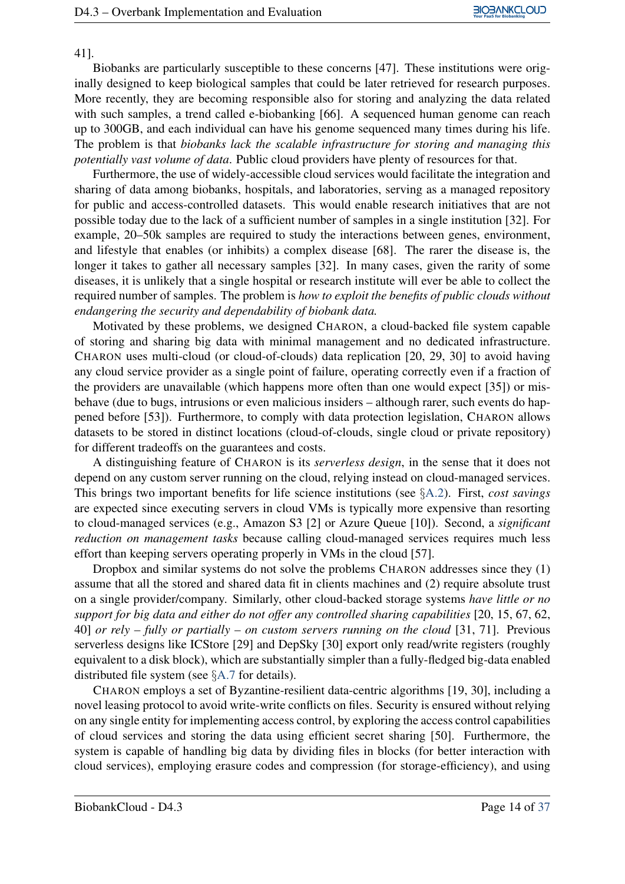41].

Biobanks are particularly susceptible to these concerns [47]. These institutions were originally designed to keep biological samples that could be later retrieved for research purposes. More recently, they are becoming responsible also for storing and analyzing the data related with such samples, a trend called e-biobanking [66]. A sequenced human genome can reach up to 300GB, and each individual can have his genome sequenced many times during his life. The problem is that *biobanks lack the scalable infrastructure for storing and managing this potentially vast volume of data*. Public cloud providers have plenty of resources for that.

Furthermore, the use of widely-accessible cloud services would facilitate the integration and sharing of data among biobanks, hospitals, and laboratories, serving as a managed repository for public and access-controlled datasets. This would enable research initiatives that are not possible today due to the lack of a sufficient number of samples in a single institution [32]. For example, 20–50k samples are required to study the interactions between genes, environment, and lifestyle that enables (or inhibits) a complex disease [68]. The rarer the disease is, the longer it takes to gather all necessary samples [32]. In many cases, given the rarity of some diseases, it is unlikely that a single hospital or research institute will ever be able to collect the required number of samples. The problem is *how to exploit the benefits of public clouds without endangering the security and dependability of biobank data.*

Motivated by these problems, we designed CHARON, a cloud-backed file system capable of storing and sharing big data with minimal management and no dedicated infrastructure. CHARON uses multi-cloud (or cloud-of-clouds) data replication [20, 29, 30] to avoid having any cloud service provider as a single point of failure, operating correctly even if a fraction of the providers are unavailable (which happens more often than one would expect [35]) or misbehave (due to bugs, intrusions or even malicious insiders – although rarer, such events do happened before [53]). Furthermore, to comply with data protection legislation, CHARON allows datasets to be stored in distinct locations (cloud-of-clouds, single cloud or private repository) for different tradeoffs on the guarantees and costs.

A distinguishing feature of CHARON is its *serverless design*, in the sense that it does not depend on any custom server running on the cloud, relying instead on cloud-managed services. This brings two important benefits for life science institutions (see §A.2). First, *cost savings* are expected since executing servers in cloud VMs is typically more expensive than resorting to cloud-managed services (e.g., Amazon S3 [2] or Azure Queue [10]). Second, a *significant reduction on management tasks* because calling cloud-managed services requires much less effort than keeping servers operating properly in VMs in the cloud [57].

Dropbox and similar systems do not solve the problems CHARON addresses since they (1) assume that all the stored and shared data fit in clients machines and (2) require absolute trust on a single provider/company. Similarly, other cloud-backed storage systems *have little or no support for big data and either do not offer any controlled sharing capabilities* [20, 15, 67, 62, 40] *or rely – fully or partially – on custom servers running on the cloud* [31, 71]. Previous serverless designs like ICStore [29] and DepSky [30] export only read/write registers (roughly equivalent to a disk block), which are substantially simpler than a fully-fledged big-data enabled distributed file system (see §A.7 for details).

CHARON employs a set of Byzantine-resilient data-centric algorithms [19, 30], including a novel leasing protocol to avoid write-write conflicts on files. Security is ensured without relying on any single entity for implementing access control, by exploring the access control capabilities of cloud services and storing the data using efficient secret sharing [50]. Furthermore, the system is capable of handling big data by dividing files in blocks (for better interaction with cloud services), employing erasure codes and compression (for storage-efficiency), and using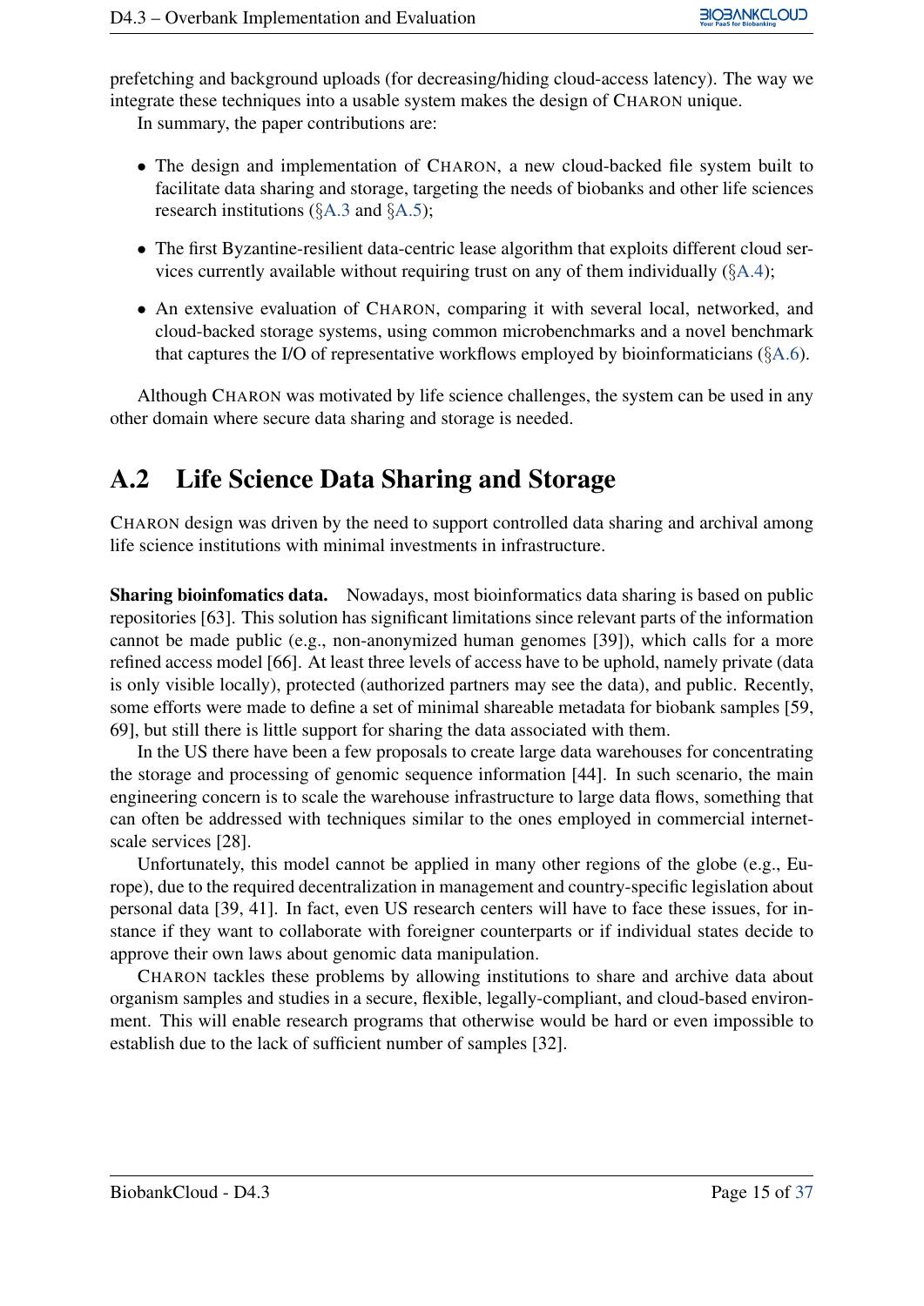prefetching and background uploads (for decreasing/hiding cloud-access latency). The way we integrate these techniques into a usable system makes the design of CHARON unique.

In summary, the paper contributions are:

- The design and implementation of CHARON, a new cloud-backed file system built to facilitate data sharing and storage, targeting the needs of biobanks and other life sciences research institutions (§A.3 and §A.5);
- The first Byzantine-resilient data-centric lease algorithm that exploits different cloud services currently available without requiring trust on any of them individually (§A.4);
- An extensive evaluation of CHARON, comparing it with several local, networked, and cloud-backed storage systems, using common microbenchmarks and a novel benchmark that captures the I/O of representative workflows employed by bioinformaticians (§A.6).

Although CHARON was motivated by life science challenges, the system can be used in any other domain where secure data sharing and storage is needed.

## A.2 Life Science Data Sharing and Storage

CHARON design was driven by the need to support controlled data sharing and archival among life science institutions with minimal investments in infrastructure.

**Sharing bioinfomatics data.** Nowadays, most bioinformatics data sharing is based on public repositories [63]. This solution has significant limitations since relevant parts of the information cannot be made public (e.g., non-anonymized human genomes [39]), which calls for a more refined access model [66]. At least three levels of access have to be uphold, namely private (data is only visible locally), protected (authorized partners may see the data), and public. Recently, some efforts were made to define a set of minimal shareable metadata for biobank samples [59, 69], but still there is little support for sharing the data associated with them.

In the US there have been a few proposals to create large data warehouses for concentrating the storage and processing of genomic sequence information [44]. In such scenario, the main engineering concern is to scale the warehouse infrastructure to large data flows, something that can often be addressed with techniques similar to the ones employed in commercial internet-scale services [28].

Unfortunately, this model cannot be applied in many other regions of the globe (e.g., Europe), due to the required decentralization in management and country-specific legislation about personal data [39, 41]. In fact, even US research centers will have to face these issues, for instance if they want to collaborate with foreigner counterparts or if individual states decide to approve their own laws about genomic data manipulation.

CHARON tackles these problems by allowing institutions to share and archive data about organism samples and studies in a secure, flexible, legally-compliant, and cloud-based environment. This will enable research programs that otherwise would be hard or even impossible to establish due to the lack of sufficient number of samples [32].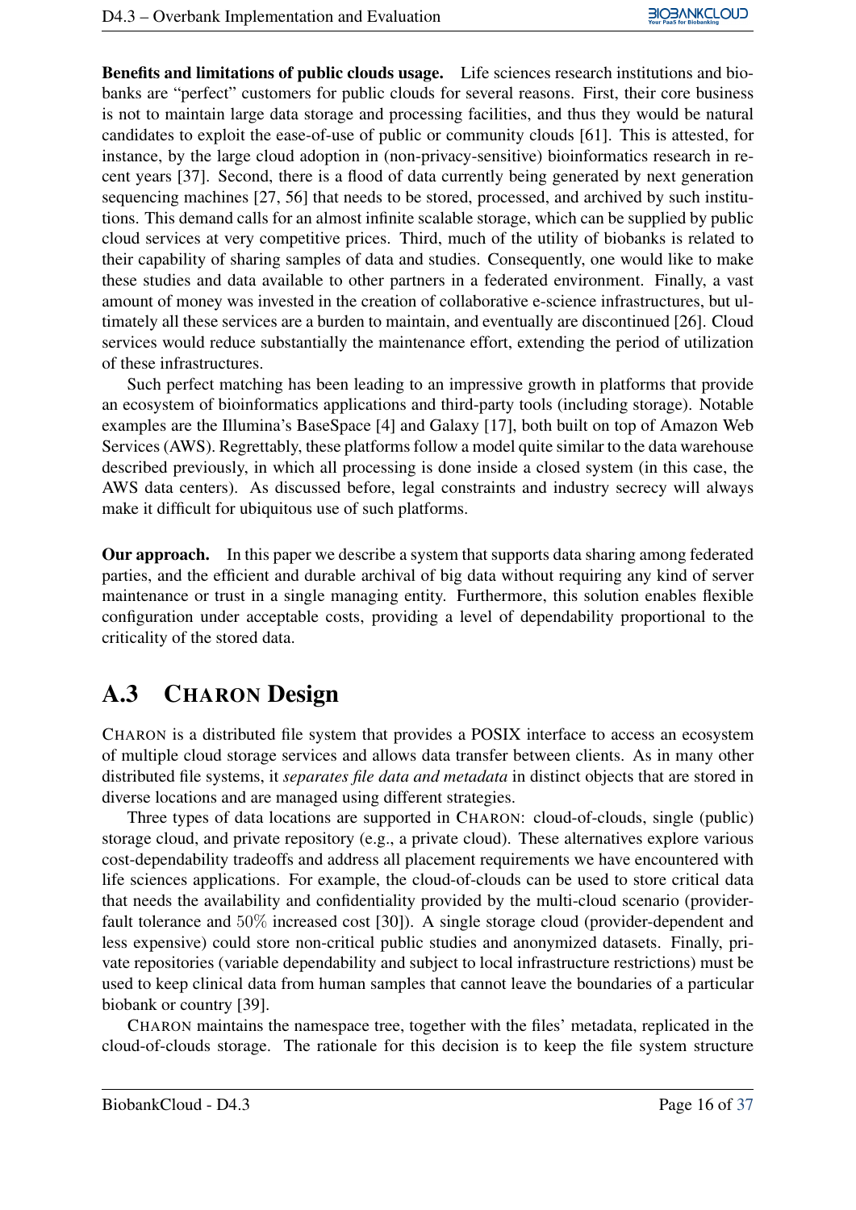**Benefits and limitations of public clouds usage.** Life sciences research institutions and biobanks are "perfect" customers for public clouds for several reasons. First, their core business is not to maintain large data storage and processing facilities, and thus they would be natural candidates to exploit the ease-of-use of public or community clouds [61]. This is attested, for instance, by the large cloud adoption in (non-privacy-sensitive) bioinformatics research in recent years [37]. Second, there is a flood of data currently being generated by next generation sequencing machines [27, 56] that needs to be stored, processed, and archived by such institutions. This demand calls for an almost infinite scalable storage, which can be supplied by public cloud services at very competitive prices. Third, much of the utility of biobanks is related to their capability of sharing samples of data and studies. Consequently, one would like to make these studies and data available to other partners in a federated environment. Finally, a vast amount of money was invested in the creation of collaborative e-science infrastructures, but ultimately all these services are a burden to maintain, and eventually are discontinued [26]. Cloud services would reduce substantially the maintenance effort, extending the period of utilization of these infrastructures.

Such perfect matching has been leading to an impressive growth in platforms that provide an ecosystem of bioinformatics applications and third-party tools (including storage). Notable examples are the Illumina's BaseSpace [4] and Galaxy [17], both built on top of Amazon Web Services (AWS). Regrettably, these platforms follow a model quite similar to the data warehouse described previously, in which all processing is done inside a closed system (in this case, the AWS data centers). As discussed before, legal constraints and industry secrecy will always make it difficult for ubiquitous use of such platforms.

**Our approach.** In this paper we describe a system that supports data sharing among federated parties, and the efficient and durable archival of big data without requiring any kind of server maintenance or trust in a single managing entity. Furthermore, this solution enables flexible configuration under acceptable costs, providing a level of dependability proportional to the criticality of the stored data.

## A.3 CHARON Design

CHARON is a distributed file system that provides a POSIX interface to access an ecosystem of multiple cloud storage services and allows data transfer between clients. As in many other distributed file systems, it *separates file data and metadata* in distinct objects that are stored in diverse locations and are managed using different strategies.

Three types of data locations are supported in CHARON: cloud-of-clouds, single (public) storage cloud, and private repository (e.g., a private cloud). These alternatives explore various cost-dependability tradeoffs and address all placement requirements we have encountered with life sciences applications. For example, the cloud-of-clouds can be used to store critical data that needs the availability and confidentiality provided by the multi-cloud scenario (provider-fault tolerance and $50\%$ increased cost [30]). A single storage cloud (provider-dependent and less expensive) could store non-critical public studies and anonymized datasets. Finally, private repositories (variable dependability and subject to local infrastructure restrictions) must be used to keep clinical data from human samples that cannot leave the boundaries of a particular biobank or country [39].

CHARON maintains the namespace tree, together with the files' metadata, replicated in the cloud-of-clouds storage. The rationale for this decision is to keep the file system structure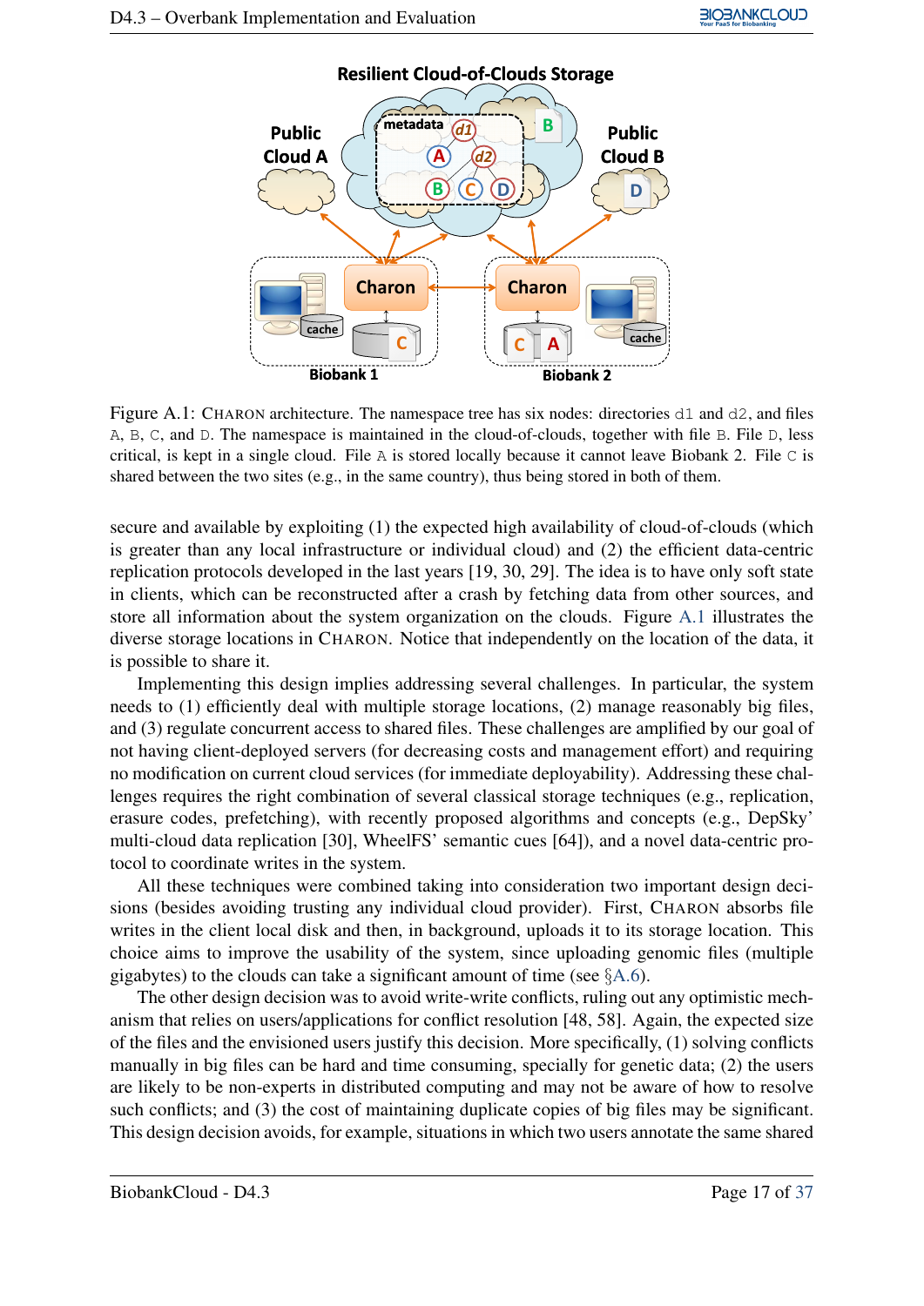Figure A.1: CHARON architecture. The namespace tree has six nodes: directories `d1` and `d2`, and files `A`, `B`, `C`, and `D`. The namespace is maintained in the cloud-of-clouds, together with file `B`. File `D`, less critical, is kept in a single cloud. File `A` is stored locally because it cannot leave Biobank 2. File `C` is shared between the two sites (e.g., in the same country), thus being stored in both of them.

secure and available by exploiting (1) the expected high availability of cloud-of-clouds (which is greater than any local infrastructure or individual cloud) and (2) the efficient data-centric replication protocols developed in the last years [19, 30, 29]. The idea is to have only soft state in clients, which can be reconstructed after a crash by fetching data from other sources, and store all information about the system organization on the clouds. Figure A.1 illustrates the diverse storage locations in CHARON. Notice that independently on the location of the data, it is possible to share it.

Implementing this design implies addressing several challenges. In particular, the system needs to (1) efficiently deal with multiple storage locations, (2) manage reasonably big files, and (3) regulate concurrent access to shared files. These challenges are amplified by our goal of not having client-deployed servers (for decreasing costs and management effort) and requiring no modification on current cloud services (for immediate deployability). Addressing these challenges requires the right combination of several classical storage techniques (e.g., replication, erasure codes, prefetching), with recently proposed algorithms and concepts (e.g., DepSky' multi-cloud data replication [30], WheelFS' semantic cues [64]), and a novel data-centric protocol to coordinate writes in the system.

All these techniques were combined taking into consideration two important design decisions (besides avoiding trusting any individual cloud provider). First, CHARON absorbs file writes in the client local disk and then, in background, uploads it to its storage location. This choice aims to improve the usability of the system, since uploading genomic files (multiple gigabytes) to the clouds can take a significant amount of time (see §A.6).

The other design decision was to avoid write-write conflicts, ruling out any optimistic mechanism that relies on users/applications for conflict resolution [48, 58]. Again, the expected size of the files and the envisioned users justify this decision. More specifically, (1) solving conflicts manually in big files can be hard and time consuming, specially for genetic data; (2) the users are likely to be non-experts in distributed computing and may not be aware of how to resolve such conflicts; and (3) the cost of maintaining duplicate copies of big files may be significant. This design decision avoids, for example, situations in which two users annotate the same shared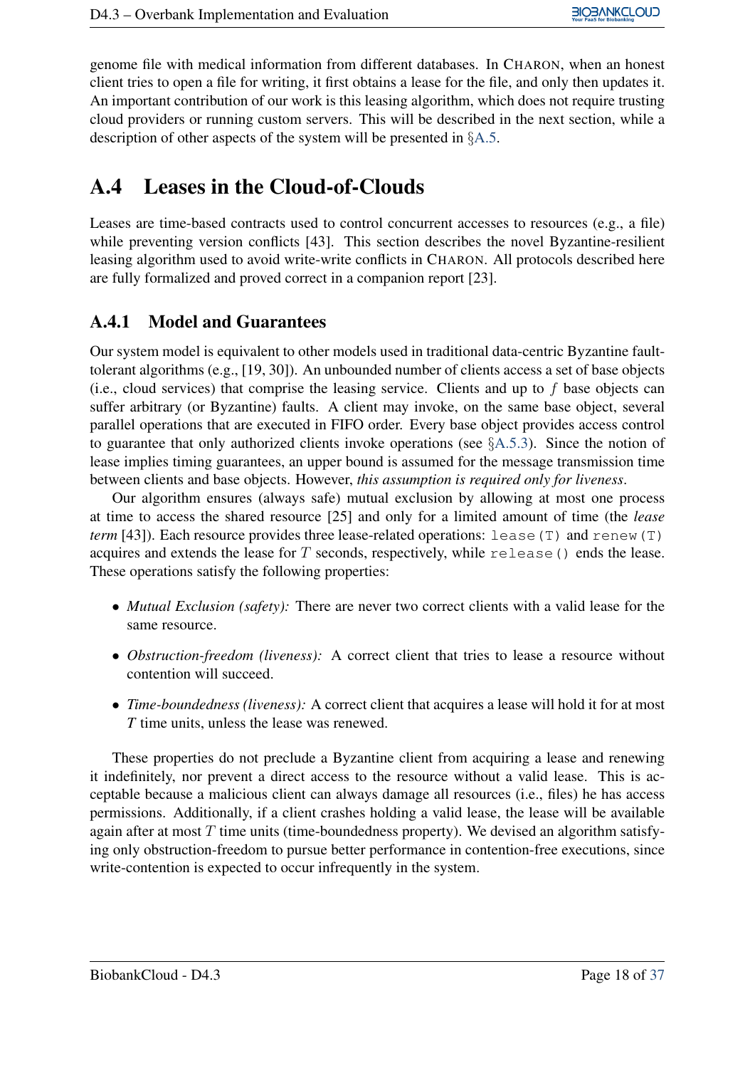genome file with medical information from different databases. In CHARON, when an honest client tries to open a file for writing, it first obtains a lease for the file, and only then updates it. An important contribution of our work is this leasing algorithm, which does not require trusting cloud providers or running custom servers. This will be described in the next section, while a description of other aspects of the system will be presented in §A.5.

## A.4 Leases in the Cloud-of-Clouds

Leases are time-based contracts used to control concurrent accesses to resources (e.g., a file) while preventing version conflicts [43]. This section describes the novel Byzantine-resilient leasing algorithm used to avoid write-write conflicts in CHARON. All protocols described here are fully formalized and proved correct in a companion report [23].

### A.4.1 Model and Guarantees

Our system model is equivalent to other models used in traditional data-centric Byzantine fault-tolerant algorithms (e.g., [19, 30]). An unbounded number of clients access a set of base objects (i.e., cloud services) that comprise the leasing service. Clients and up to $f$ base objects can suffer arbitrary (or Byzantine) faults. A client may invoke, on the same base object, several parallel operations that are executed in FIFO order. Every base object provides access control to guarantee that only authorized clients invoke operations (see §A.5.3). Since the notion of lease implies timing guarantees, an upper bound is assumed for the message transmission time between clients and base objects. However, *this assumption is required only for liveness*.

Our algorithm ensures (always safe) mutual exclusion by allowing at most one process at time to access the shared resource [25] and only for a limited amount of time (the *lease term* [43]). Each resource provides three lease-related operations: `lease(T)` and `renew(T)` acquires and extends the lease for $T$ seconds, respectively, while `release()` ends the lease. These operations satisfy the following properties:

- *Mutual Exclusion (safety):* There are never two correct clients with a valid lease for the same resource.
- *Obstruction-freedom (liveness):* A correct client that tries to lease a resource without contention will succeed.
- *Time-boundedness (liveness):* A correct client that acquires a lease will hold it for at most $T$ time units, unless the lease was renewed.

These properties do not preclude a Byzantine client from acquiring a lease and renewing it indefinitely, nor prevent a direct access to the resource without a valid lease. This is acceptable because a malicious client can always damage all resources (i.e., files) he has access permissions. Additionally, if a client crashes holding a valid lease, the lease will be available again after at most $T$ time units (time-boundedness property). We devised an algorithm satisfying only obstruction-freedom to pursue better performance in contention-free executions, since write-contention is expected to occur infrequently in the system.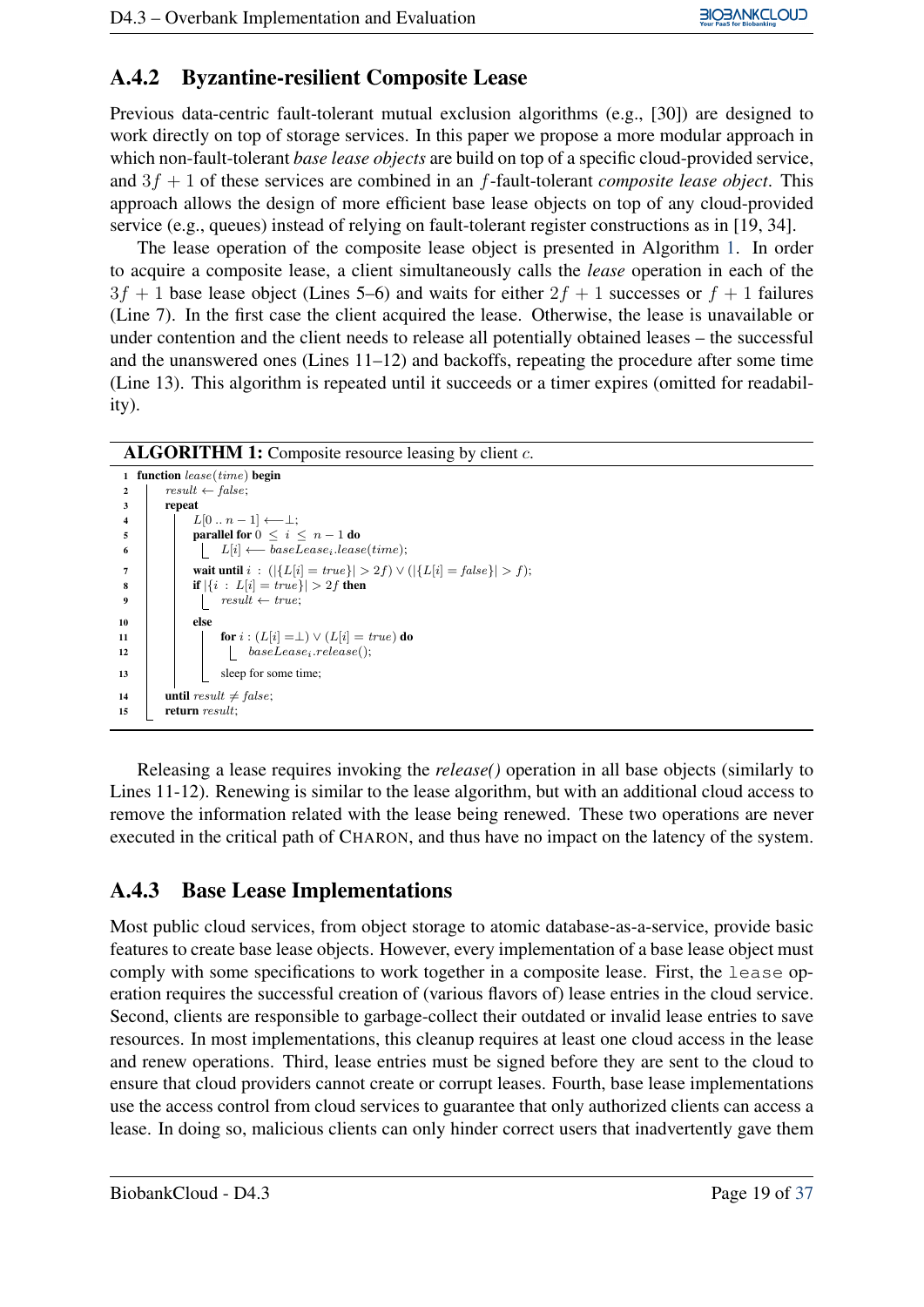### A.4.2 Byzantine-resilient Composite Lease

Previous data-centric fault-tolerant mutual exclusion algorithms (e.g., [30]) are designed to work directly on top of storage services. In this paper we propose a more modular approach in which non-fault-tolerant *base lease objects* are build on top of a specific cloud-provided service, and $3f + 1$ of these services are combined in an $f$-fault-tolerant *composite lease object*. This approach allows the design of more efficient base lease objects on top of any cloud-provided service (e.g., queues) instead of relying on fault-tolerant register constructions as in [19, 34].

The lease operation of the composite lease object is presented in Algorithm 1. In order to acquire a composite lease, a client simultaneously calls the *lease* operation in each of the $3f + 1$ base lease object (Lines 5–6) and waits for either $2f + 1$ successes or $f + 1$ failures (Line 7). In the first case the client acquired the lease. Otherwise, the lease is unavailable or under contention and the client needs to release all potentially obtained leases – the successful and the unanswered ones (Lines 11–12) and backoffs, repeating the procedure after some time (Line 13). This algorithm is repeated until it succeeds or a timer expires (omitted for readability).

**ALGORITHM 1:** Composite resource leasing by client $c$.

```
1  function lease(time) begin
2      result ← false;
3      repeat
4          L[0 .. n − 1] ←− ⊥;
5          parallel for 0 ≤ i ≤ n − 1 do
6              L[i] ←− baseLease_i.lease(time);
7          wait until i : (|{L[i] = true}| > 2f) ∨ (|{L[i] = false}| > f);
8          if |{i : L[i] = true}| > 2f then
9              result ← true;
10         else
11             for i : (L[i] =⊥) ∨ (L[i] = true) do
12                 baseLease_i.release();
13             sleep for some time;
14     until result ≠ false;
15     return result;
```

Releasing a lease requires invoking the *release()* operation in all base objects (similarly to Lines 11-12). Renewing is similar to the lease algorithm, but with an additional cloud access to remove the information related with the lease being renewed. These two operations are never executed in the critical path of CHARON, and thus have no impact on the latency of the system.

### A.4.3 Base Lease Implementations

Most public cloud services, from object storage to atomic database-as-a-service, provide basic features to create base lease objects. However, every implementation of a base lease object must comply with some specifications to work together in a composite lease. First, the `lease` operation requires the successful creation of (various flavors of) lease entries in the cloud service. Second, clients are responsible to garbage-collect their outdated or invalid lease entries to save resources. In most implementations, this cleanup requires at least one cloud access in the lease and renew operations. Third, lease entries must be signed before they are sent to the cloud to ensure that cloud providers cannot create or corrupt leases. Fourth, base lease implementations use the access control from cloud services to guarantee that only authorized clients can access a lease. In doing so, malicious clients can only hinder correct users that inadvertently gave them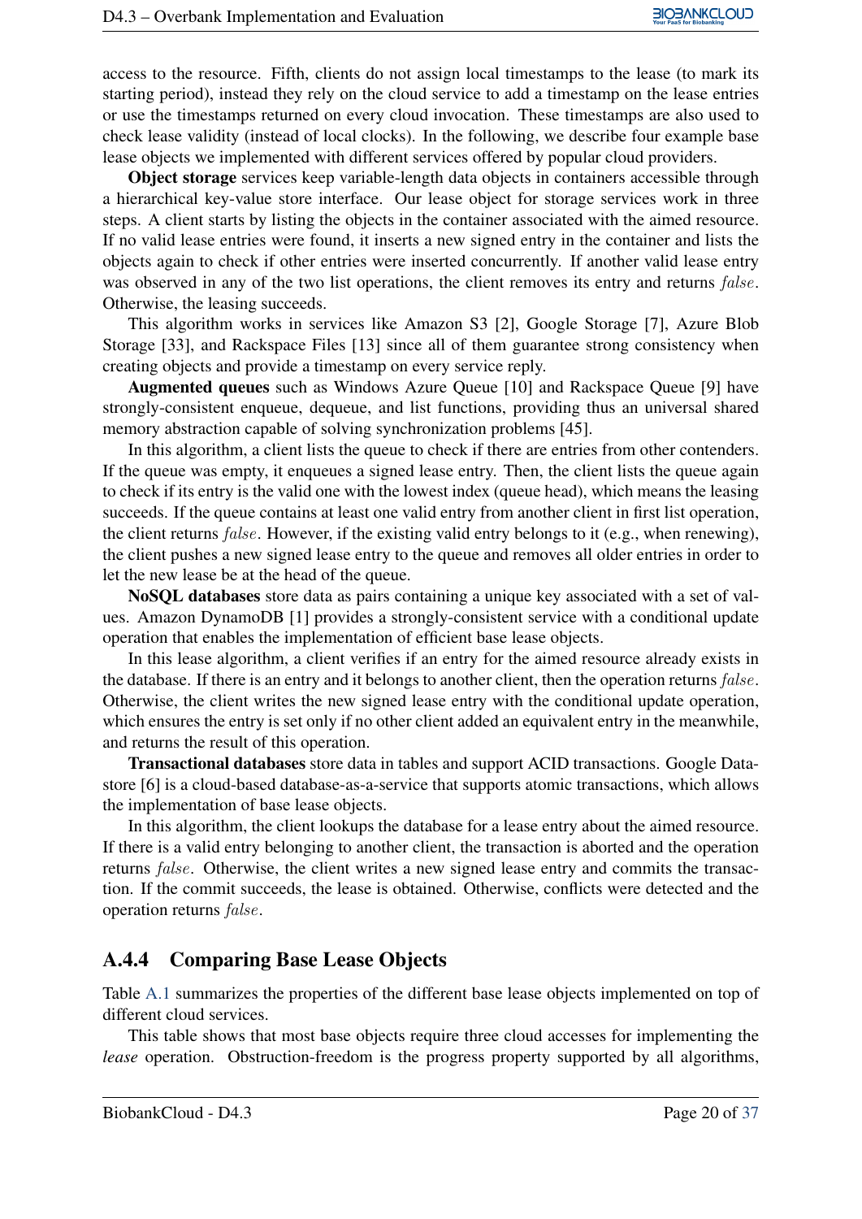access to the resource. Fifth, clients do not assign local timestamps to the lease (to mark its starting period), instead they rely on the cloud service to add a timestamp on the lease entries or use the timestamps returned on every cloud invocation. These timestamps are also used to check lease validity (instead of local clocks). In the following, we describe four example base lease objects we implemented with different services offered by popular cloud providers.

**Object storage** services keep variable-length data objects in containers accessible through a hierarchical key-value store interface. Our lease object for storage services work in three steps. A client starts by listing the objects in the container associated with the aimed resource. If no valid lease entries were found, it inserts a new signed entry in the container and lists the objects again to check if other entries were inserted concurrently. If another valid lease entry was observed in any of the two list operations, the client removes its entry and returns $false$. Otherwise, the leasing succeeds.

This algorithm works in services like Amazon S3 [2], Google Storage [7], Azure Blob Storage [33], and Rackspace Files [13] since all of them guarantee strong consistency when creating objects and provide a timestamp on every service reply.

**Augmented queues** such as Windows Azure Queue [10] and Rackspace Queue [9] have strongly-consistent enqueue, dequeue, and list functions, providing thus an universal shared memory abstraction capable of solving synchronization problems [45].

In this algorithm, a client lists the queue to check if there are entries from other contenders. If the queue was empty, it enqueues a signed lease entry. Then, the client lists the queue again to check if its entry is the valid one with the lowest index (queue head), which means the leasing succeeds. If the queue contains at least one valid entry from another client in first list operation, the client returns $false$. However, if the existing valid entry belongs to it (e.g., when renewing), the client pushes a new signed lease entry to the queue and removes all older entries in order to let the new lease be at the head of the queue.

**NoSQL databases** store data as pairs containing a unique key associated with a set of values. Amazon DynamoDB [1] provides a strongly-consistent service with a conditional update operation that enables the implementation of efficient base lease objects.

In this lease algorithm, a client verifies if an entry for the aimed resource already exists in the database. If there is an entry and it belongs to another client, then the operation returns $false$. Otherwise, the client writes the new signed lease entry with the conditional update operation, which ensures the entry is set only if no other client added an equivalent entry in the meanwhile, and returns the result of this operation.

**Transactional databases** store data in tables and support ACID transactions. Google Datastore [6] is a cloud-based database-as-a-service that supports atomic transactions, which allows the implementation of base lease objects.

In this algorithm, the client lookups the database for a lease entry about the aimed resource. If there is a valid entry belonging to another client, the transaction is aborted and the operation returns $false$. Otherwise, the client writes a new signed lease entry and commits the transaction. If the commit succeeds, the lease is obtained. Otherwise, conflicts were detected and the operation returns $false$.

### A.4.4 Comparing Base Lease Objects

Table A.1 summarizes the properties of the different base lease objects implemented on top of different cloud services.

This table shows that most base objects require three cloud accesses for implementing the *lease* operation. Obstruction-freedom is the progress property supported by all algorithms,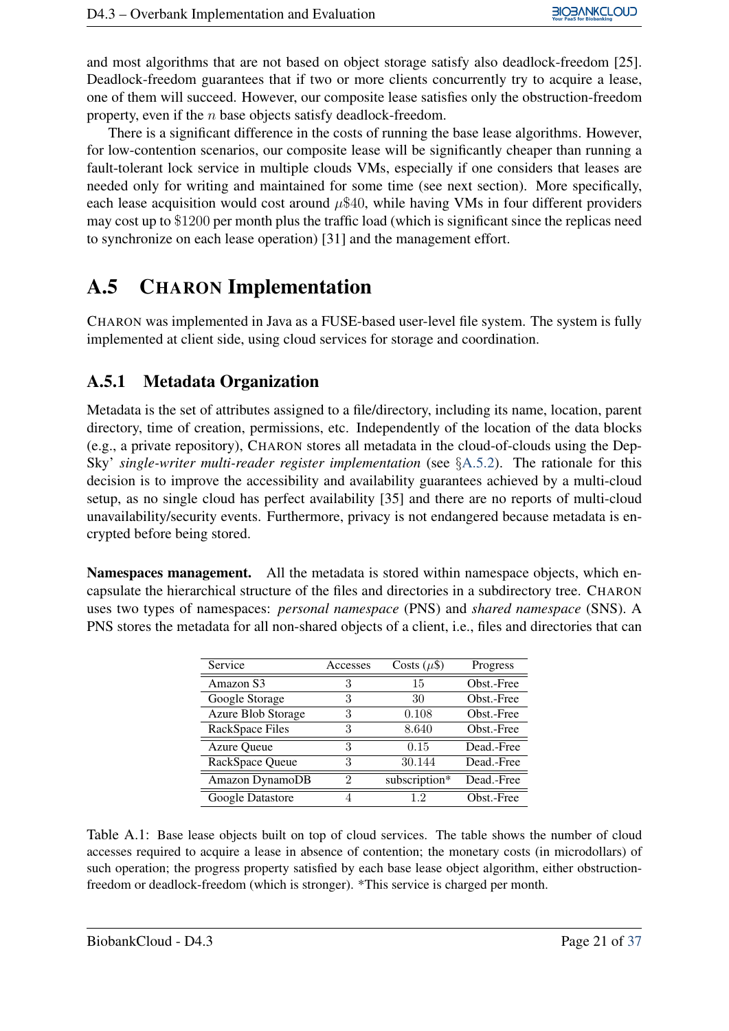and most algorithms that are not based on object storage satisfy also deadlock-freedom [25]. Deadlock-freedom guarantees that if two or more clients concurrently try to acquire a lease, one of them will succeed. However, our composite lease satisfies only the obstruction-freedom property, even if the $n$ base objects satisfy deadlock-freedom.

There is a significant difference in the costs of running the base lease algorithms. However, for low-contention scenarios, our composite lease will be significantly cheaper than running a fault-tolerant lock service in multiple clouds VMs, especially if one considers that leases are needed only for writing and maintained for some time (see next section). More specifically, each lease acquisition would cost around $\mu\$40$, while having VMs in four different providers may cost up to $\$1200$ per month plus the traffic load (which is significant since the replicas need to synchronize on each lease operation) [31] and the management effort.

## A.5 CHARON Implementation

CHARON was implemented in Java as a FUSE-based user-level file system. The system is fully implemented at client side, using cloud services for storage and coordination.

### A.5.1 Metadata Organization

Metadata is the set of attributes assigned to a file/directory, including its name, location, parent directory, time of creation, permissions, etc. Independently of the location of the data blocks (e.g., a private repository), CHARON stores all metadata in the cloud-of-clouds using the DepSky' *single-writer multi-reader register implementation* (see §A.5.2). The rationale for this decision is to improve the accessibility and availability guarantees achieved by a multi-cloud setup, as no single cloud has perfect availability [35] and there are no reports of multi-cloud unavailability/security events. Furthermore, privacy is not endangered because metadata is encrypted before being stored.

**Namespaces management.** All the metadata is stored within namespace objects, which encapsulate the hierarchical structure of the files and directories in a subdirectory tree. CHARON uses two types of namespaces: *personal namespace* (PNS) and *shared namespace* (SNS). A PNS stores the metadata for all non-shared objects of a client, i.e., files and directories that can

| Service | Accesses | Costs ($\mu\$$) | Progress |
|---|---|---|---|
| Amazon S3 | 3 | 15 | Obst.-Free |
| Google Storage | 3 | 30 | Obst.-Free |
| Azure Blob Storage | 3 | 0.108 | Obst.-Free |
| RackSpace Files | 3 | 8.640 | Obst.-Free |
| Azure Queue | 3 | 0.15 | Dead.-Free |
| RackSpace Queue | 3 | 30.144 | Dead.-Free |
| Amazon DynamoDB | 2 | subscription* | Dead.-Free |
| Google Datastore | 4 | 1.2 | Obst.-Free |

Table A.1: Base lease objects built on top of cloud services. The table shows the number of cloud accesses required to acquire a lease in absence of contention; the monetary costs (in microdollars) of such operation; the progress property satisfied by each base lease object algorithm, either obstruction-freedom or deadlock-freedom (which is stronger). *This service is charged per month.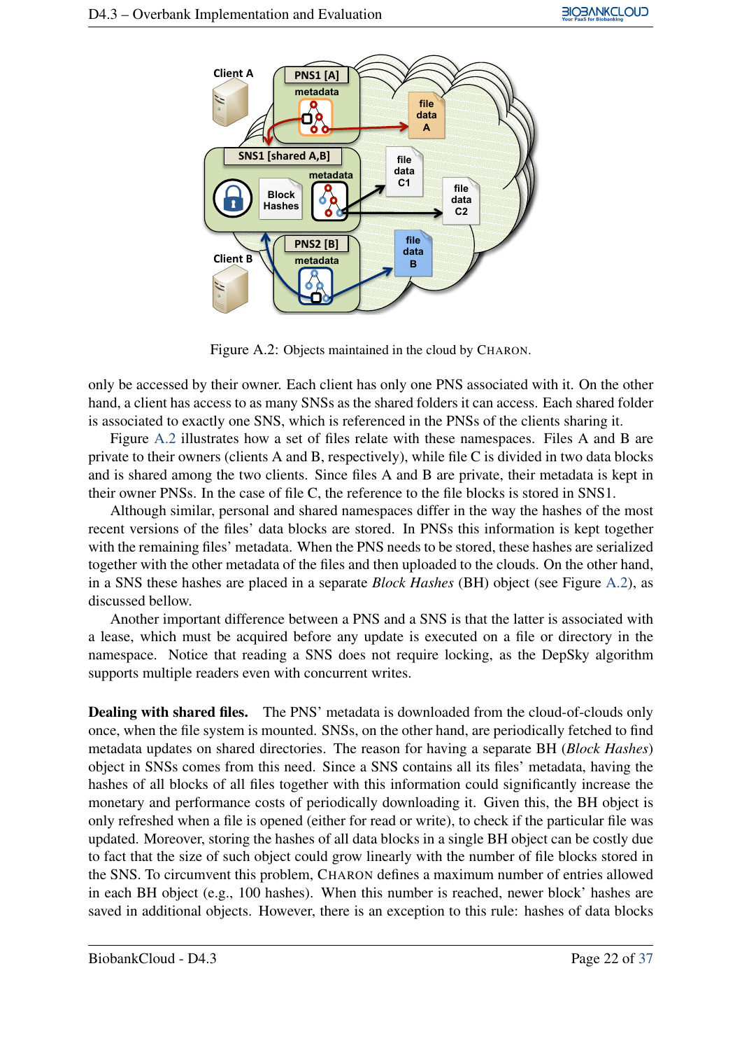Figure A.2: Objects maintained in the cloud by CHARON.

only be accessed by their owner. Each client has only one PNS associated with it. On the other hand, a client has access to as many SNSs as the shared folders it can access. Each shared folder is associated to exactly one SNS, which is referenced in the PNSs of the clients sharing it.

Figure A.2 illustrates how a set of files relate with these namespaces. Files A and B are private to their owners (clients A and B, respectively), while file C is divided in two data blocks and is shared among the two clients. Since files A and B are private, their metadata is kept in their owner PNSs. In the case of file C, the reference to the file blocks is stored in SNS1.

Although similar, personal and shared namespaces differ in the way the hashes of the most recent versions of the files' data blocks are stored. In PNSs this information is kept together with the remaining files' metadata. When the PNS needs to be stored, these hashes are serialized together with the other metadata of the files and then uploaded to the clouds. On the other hand, in a SNS these hashes are placed in a separate *Block Hashes* (BH) object (see Figure A.2), as discussed bellow.

Another important difference between a PNS and a SNS is that the latter is associated with a lease, which must be acquired before any update is executed on a file or directory in the namespace. Notice that reading a SNS does not require locking, as the DepSky algorithm supports multiple readers even with concurrent writes.

**Dealing with shared files.** The PNS' metadata is downloaded from the cloud-of-clouds only once, when the file system is mounted. SNSs, on the other hand, are periodically fetched to find metadata updates on shared directories. The reason for having a separate BH (*Block Hashes*) object in SNSs comes from this need. Since a SNS contains all its files' metadata, having the hashes of all blocks of all files together with this information could significantly increase the monetary and performance costs of periodically downloading it. Given this, the BH object is only refreshed when a file is opened (either for read or write), to check if the particular file was updated. Moreover, storing the hashes of all data blocks in a single BH object can be costly due to fact that the size of such object could grow linearly with the number of file blocks stored in the SNS. To circumvent this problem, CHARON defines a maximum number of entries allowed in each BH object (e.g., 100 hashes). When this number is reached, newer block' hashes are saved in additional objects. However, there is an exception to this rule: hashes of data blocks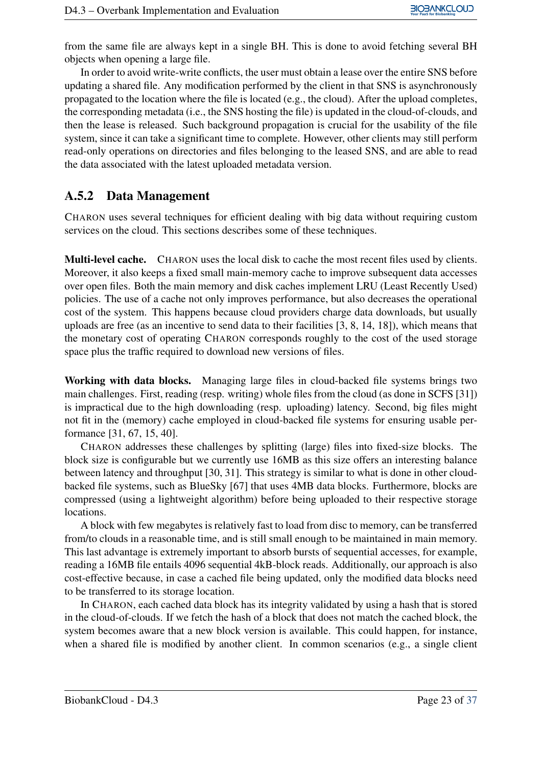from the same file are always kept in a single BH. This is done to avoid fetching several BH objects when opening a large file.

In order to avoid write-write conflicts, the user must obtain a lease over the entire SNS before updating a shared file. Any modification performed by the client in that SNS is asynchronously propagated to the location where the file is located (e.g., the cloud). After the upload completes, the corresponding metadata (i.e., the SNS hosting the file) is updated in the cloud-of-clouds, and then the lease is released. Such background propagation is crucial for the usability of the file system, since it can take a significant time to complete. However, other clients may still perform read-only operations on directories and files belonging to the leased SNS, and are able to read the data associated with the latest uploaded metadata version.

## A.5.2 Data Management

CHARON uses several techniques for efficient dealing with big data without requiring custom services on the cloud. This sections describes some of these techniques.

**Multi-level cache.** CHARON uses the local disk to cache the most recent files used by clients. Moreover, it also keeps a fixed small main-memory cache to improve subsequent data accesses over open files. Both the main memory and disk caches implement LRU (Least Recently Used) policies. The use of a cache not only improves performance, but also decreases the operational cost of the system. This happens because cloud providers charge data downloads, but usually uploads are free (as an incentive to send data to their facilities [3, 8, 14, 18]), which means that the monetary cost of operating CHARON corresponds roughly to the cost of the used storage space plus the traffic required to download new versions of files.

**Working with data blocks.** Managing large files in cloud-backed file systems brings two main challenges. First, reading (resp. writing) whole files from the cloud (as done in SCFS [31]) is impractical due to the high downloading (resp. uploading) latency. Second, big files might not fit in the (memory) cache employed in cloud-backed file systems for ensuring usable performance [31, 67, 15, 40].

CHARON addresses these challenges by splitting (large) files into fixed-size blocks. The block size is configurable but we currently use 16MB as this size offers an interesting balance between latency and throughput [30, 31]. This strategy is similar to what is done in other cloud-backed file systems, such as BlueSky [67] that uses 4MB data blocks. Furthermore, blocks are compressed (using a lightweight algorithm) before being uploaded to their respective storage locations.

A block with few megabytes is relatively fast to load from disc to memory, can be transferred from/to clouds in a reasonable time, and is still small enough to be maintained in main memory. This last advantage is extremely important to absorb bursts of sequential accesses, for example, reading a 16MB file entails 4096 sequential 4kB-block reads. Additionally, our approach is also cost-effective because, in case a cached file being updated, only the modified data blocks need to be transferred to its storage location.

In CHARON, each cached data block has its integrity validated by using a hash that is stored in the cloud-of-clouds. If we fetch the hash of a block that does not match the cached block, the system becomes aware that a new block version is available. This could happen, for instance, when a shared file is modified by another client. In common scenarios (e.g., a single client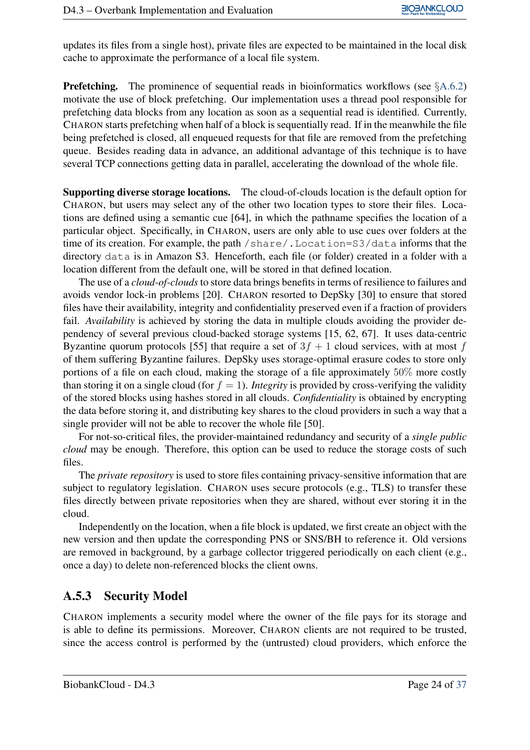updates its files from a single host), private files are expected to be maintained in the local disk cache to approximate the performance of a local file system.

**Prefetching.** The prominence of sequential reads in bioinformatics workflows (see §A.6.2) motivate the use of block prefetching. Our implementation uses a thread pool responsible for prefetching data blocks from any location as soon as a sequential read is identified. Currently, CHARON starts prefetching when half of a block is sequentially read. If in the meanwhile the file being prefetched is closed, all enqueued requests for that file are removed from the prefetching queue. Besides reading data in advance, an additional advantage of this technique is to have several TCP connections getting data in parallel, accelerating the download of the whole file.

**Supporting diverse storage locations.** The cloud-of-clouds location is the default option for CHARON, but users may select any of the other two location types to store their files. Locations are defined using a semantic cue [64], in which the pathname specifies the location of a particular object. Specifically, in CHARON, users are only able to use cues over folders at the time of its creation. For example, the path `/share/.Location=S3/data` informs that the directory `data` is in Amazon S3. Henceforth, each file (or folder) created in a folder with a location different from the default one, will be stored in that defined location.

The use of a *cloud-of-clouds* to store data brings benefits in terms of resilience to failures and avoids vendor lock-in problems [20]. CHARON resorted to DepSky [30] to ensure that stored files have their availability, integrity and confidentiality preserved even if a fraction of providers fail. *Availability* is achieved by storing the data in multiple clouds avoiding the provider dependency of several previous cloud-backed storage systems [15, 62, 67]. It uses data-centric Byzantine quorum protocols [55] that require a set of $3f + 1$ cloud services, with at most $f$ of them suffering Byzantine failures. DepSky uses storage-optimal erasure codes to store only portions of a file on each cloud, making the storage of a file approximately $50\%$ more costly than storing it on a single cloud (for $f = 1$). *Integrity* is provided by cross-verifying the validity of the stored blocks using hashes stored in all clouds. *Confidentiality* is obtained by encrypting the data before storing it, and distributing key shares to the cloud providers in such a way that a single provider will not be able to recover the whole file [50].

For not-so-critical files, the provider-maintained redundancy and security of a *single public cloud* may be enough. Therefore, this option can be used to reduce the storage costs of such files.

The *private repository* is used to store files containing privacy-sensitive information that are subject to regulatory legislation. CHARON uses secure protocols (e.g., TLS) to transfer these files directly between private repositories when they are shared, without ever storing it in the cloud.

Independently on the location, when a file block is updated, we first create an object with the new version and then update the corresponding PNS or SNS/BH to reference it. Old versions are removed in background, by a garbage collector triggered periodically on each client (e.g., once a day) to delete non-referenced blocks the client owns.

### A.5.3 Security Model

CHARON implements a security model where the owner of the file pays for its storage and is able to define its permissions. Moreover, CHARON clients are not required to be trusted, since the access control is performed by the (untrusted) cloud providers, which enforce the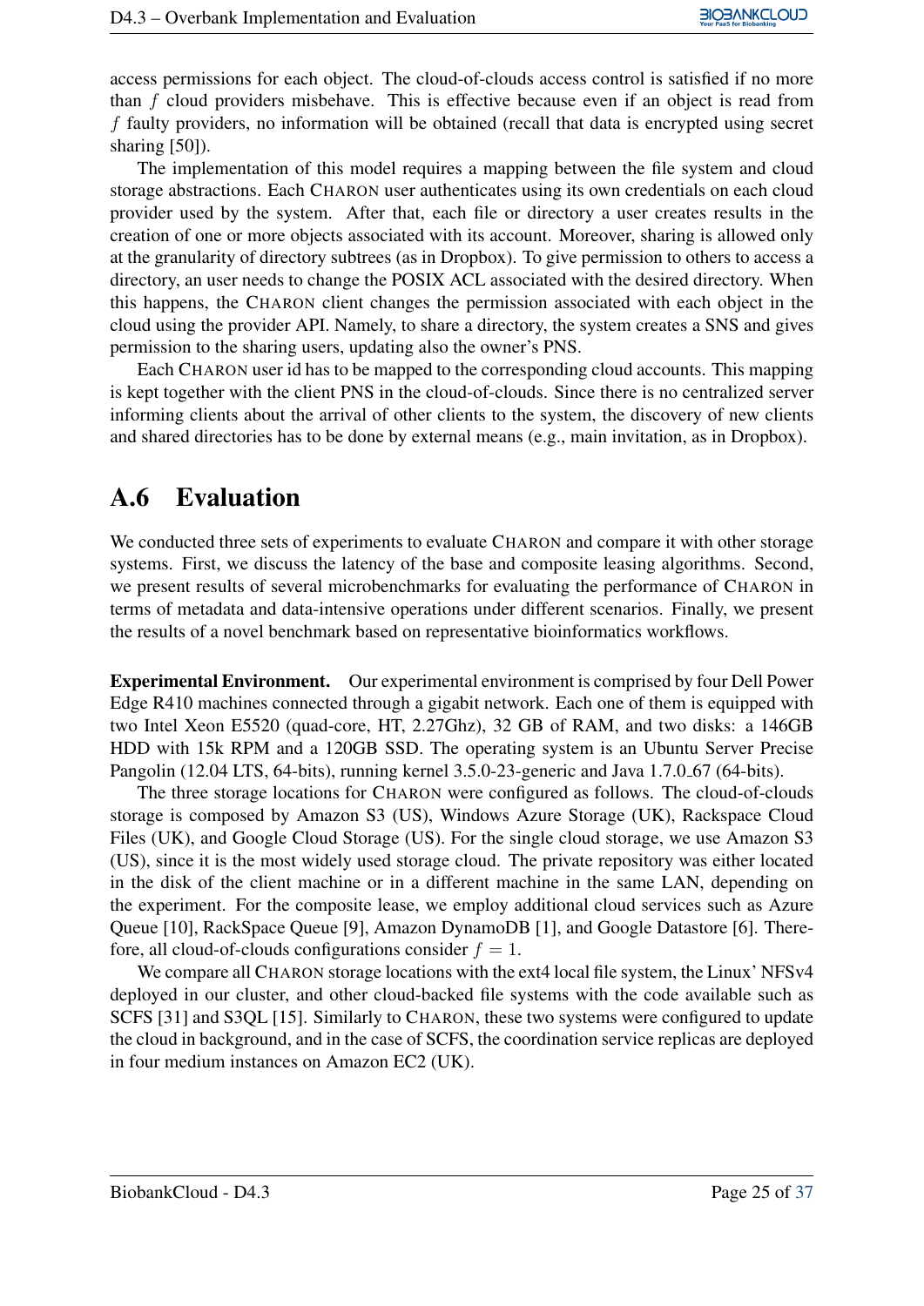access permissions for each object. The cloud-of-clouds access control is satisfied if no more than $f$ cloud providers misbehave. This is effective because even if an object is read from $f$ faulty providers, no information will be obtained (recall that data is encrypted using secret sharing [50]).

The implementation of this model requires a mapping between the file system and cloud storage abstractions. Each CHARON user authenticates using its own credentials on each cloud provider used by the system. After that, each file or directory a user creates results in the creation of one or more objects associated with its account. Moreover, sharing is allowed only at the granularity of directory subtrees (as in Dropbox). To give permission to others to access a directory, an user needs to change the POSIX ACL associated with the desired directory. When this happens, the CHARON client changes the permission associated with each object in the cloud using the provider API. Namely, to share a directory, the system creates a SNS and gives permission to the sharing users, updating also the owner's PNS.

Each CHARON user id has to be mapped to the corresponding cloud accounts. This mapping is kept together with the client PNS in the cloud-of-clouds. Since there is no centralized server informing clients about the arrival of other clients to the system, the discovery of new clients and shared directories has to be done by external means (e.g., main invitation, as in Dropbox).

## A.6 Evaluation

We conducted three sets of experiments to evaluate CHARON and compare it with other storage systems. First, we discuss the latency of the base and composite leasing algorithms. Second, we present results of several microbenchmarks for evaluating the performance of CHARON in terms of metadata and data-intensive operations under different scenarios. Finally, we present the results of a novel benchmark based on representative bioinformatics workflows.

**Experimental Environment.** Our experimental environment is comprised by four Dell Power Edge R410 machines connected through a gigabit network. Each one of them is equipped with two Intel Xeon E5520 (quad-core, HT, 2.27Ghz), 32 GB of RAM, and two disks: a 146GB HDD with 15k RPM and a 120GB SSD. The operating system is an Ubuntu Server Precise Pangolin (12.04 LTS, 64-bits), running kernel 3.5.0-23-generic and Java 1.7.0_67 (64-bits).

The three storage locations for CHARON were configured as follows. The cloud-of-clouds storage is composed by Amazon S3 (US), Windows Azure Storage (UK), Rackspace Cloud Files (UK), and Google Cloud Storage (US). For the single cloud storage, we use Amazon S3 (US), since it is the most widely used storage cloud. The private repository was either located in the disk of the client machine or in a different machine in the same LAN, depending on the experiment. For the composite lease, we employ additional cloud services such as Azure Queue [10], RackSpace Queue [9], Amazon DynamoDB [1], and Google Datastore [6]. Therefore, all cloud-of-clouds configurations consider $f = 1$.

We compare all CHARON storage locations with the ext4 local file system, the Linux' NFSv4 deployed in our cluster, and other cloud-backed file systems with the code available such as SCFS [31] and S3QL [15]. Similarly to CHARON, these two systems were configured to update the cloud in background, and in the case of SCFS, the coordination service replicas are deployed in four medium instances on Amazon EC2 (UK).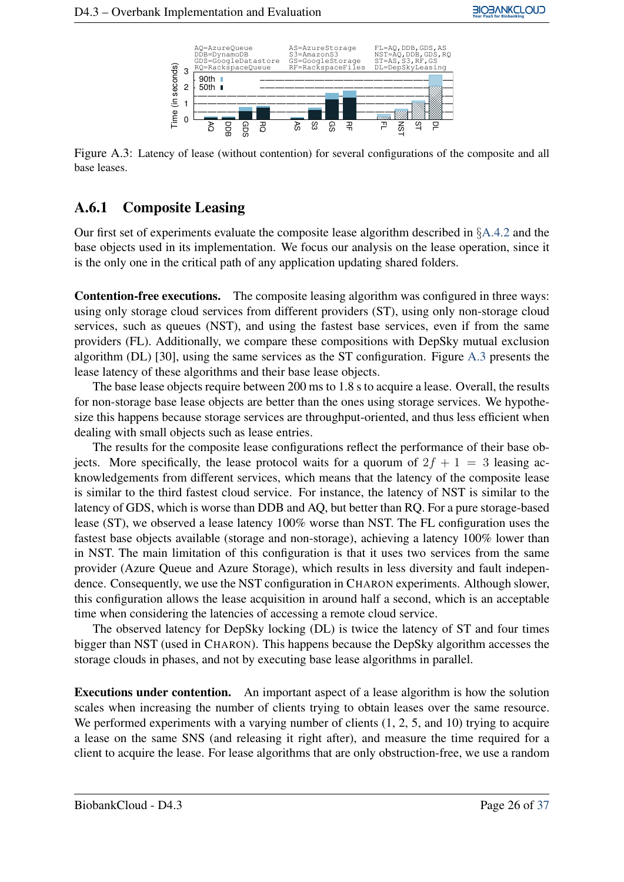Figure A.3: Latency of lease (without contention) for several configurations of the composite and all base leases.

### A.6.1 Composite Leasing

Our first set of experiments evaluate the composite lease algorithm described in §A.4.2 and the base objects used in its implementation. We focus our analysis on the lease operation, since it is the only one in the critical path of any application updating shared folders.

**Contention-free executions.** The composite leasing algorithm was configured in three ways: using only storage cloud services from different providers (ST), using only non-storage cloud services, such as queues (NST), and using the fastest base services, even if from the same providers (FL). Additionally, we compare these compositions with DepSky mutual exclusion algorithm (DL) [30], using the same services as the ST configuration. Figure A.3 presents the lease latency of these algorithms and their base lease objects.

The base lease objects require between 200 ms to 1.8 s to acquire a lease. Overall, the results for non-storage base lease objects are better than the ones using storage services. We hypothesize this happens because storage services are throughput-oriented, and thus less efficient when dealing with small objects such as lease entries.

The results for the composite lease configurations reflect the performance of their base objects. More specifically, the lease protocol waits for a quorum of $2f + 1 = 3$ leasing acknowledgements from different services, which means that the latency of the composite lease is similar to the third fastest cloud service. For instance, the latency of NST is similar to the latency of GDS, which is worse than DDB and AQ, but better than RQ. For a pure storage-based lease (ST), we observed a lease latency 100% worse than NST. The FL configuration uses the fastest base objects available (storage and non-storage), achieving a latency 100% lower than in NST. The main limitation of this configuration is that it uses two services from the same provider (Azure Queue and Azure Storage), which results in less diversity and fault independence. Consequently, we use the NST configuration in CHARON experiments. Although slower, this configuration allows the lease acquisition in around half a second, which is an acceptable time when considering the latencies of accessing a remote cloud service.

The observed latency for DepSky locking (DL) is twice the latency of ST and four times bigger than NST (used in CHARON). This happens because the DepSky algorithm accesses the storage clouds in phases, and not by executing base lease algorithms in parallel.

**Executions under contention.** An important aspect of a lease algorithm is how the solution scales when increasing the number of clients trying to obtain leases over the same resource. We performed experiments with a varying number of clients (1, 2, 5, and 10) trying to acquire a lease on the same SNS (and releasing it right after), and measure the time required for a client to acquire the lease. For lease algorithms that are only obstruction-free, we use a random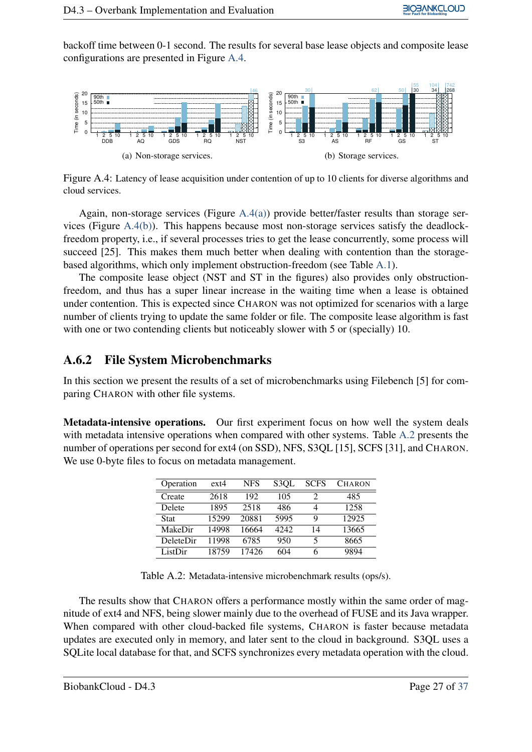backoff time between 0-1 second. The results for several base lease objects and composite lease configurations are presented in Figure A.4.

(a) Non-storage services.

(b) Storage services.

Figure A.4: Latency of lease acquisition under contention of up to 10 clients for diverse algorithms and cloud services.

Again, non-storage services (Figure A.4(a)) provide better/faster results than storage services (Figure A.4(b)). This happens because most non-storage services satisfy the deadlock-freedom property, i.e., if several processes tries to get the lease concurrently, some process will succeed [25]. This makes them much better when dealing with contention than the storage-based algorithms, which only implement obstruction-freedom (see Table A.1).

The composite lease object (NST and ST in the figures) also provides only obstruction-freedom, and thus has a super linear increase in the waiting time when a lease is obtained under contention. This is expected since CHARON was not optimized for scenarios with a large number of clients trying to update the same folder or file. The composite lease algorithm is fast with one or two contending clients but noticeably slower with 5 or (specially) 10.

### A.6.2 File System Microbenchmarks

In this section we present the results of a set of microbenchmarks using Filebench [5] for comparing CHARON with other file systems.

**Metadata-intensive operations.** Our first experiment focus on how well the system deals with metadata intensive operations when compared with other systems. Table A.2 presents the number of operations per second for ext4 (on SSD), NFS, S3QL [15], SCFS [31], and CHARON. We use 0-byte files to focus on metadata management.

| Operation | ext4 | NFS | S3QL | SCFS | CHARON |
|---|---|---|---|---|---|
| Create | 2618 | 192 | 105 | 2 | 485 |
| Delete | 1895 | 2518 | 486 | 4 | 1258 |
| Stat | 15299 | 20881 | 5995 | 9 | 12925 |
| MakeDir | 14998 | 16664 | 4242 | 14 | 13665 |
| DeleteDir | 11998 | 6785 | 950 | 5 | 8665 |
| ListDir | 18759 | 17426 | 604 | 6 | 9894 |

Table A.2: Metadata-intensive microbenchmark results (ops/s).

The results show that CHARON offers a performance mostly within the same order of magnitude of ext4 and NFS, being slower mainly due to the overhead of FUSE and its Java wrapper. When compared with other cloud-backed file systems, CHARON is faster because metadata updates are executed only in memory, and later sent to the cloud in background. S3QL uses a SQLite local database for that, and SCFS synchronizes every metadata operation with the cloud.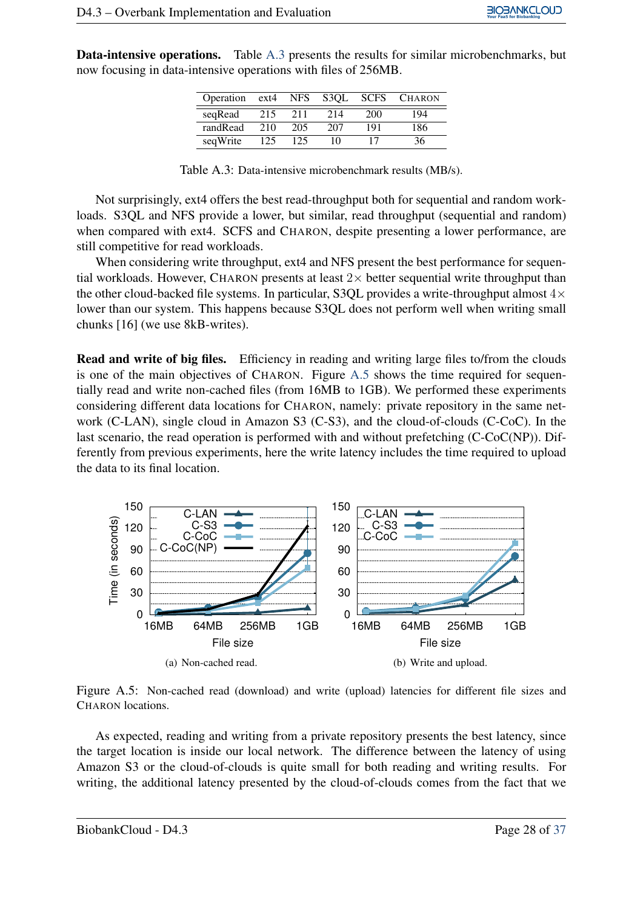**Data-intensive operations.** Table A.3 presents the results for similar microbenchmarks, but now focusing in data-intensive operations with files of 256MB.

| Operation | ext4 | NFS | S3QL | SCFS | CHARON |
|---|---|---|---|---|---|
| seqRead | 215 | 211 | 214 | 200 | 194 |
| randRead | 210 | 205 | 207 | 191 | 186 |
| seqWrite | 125 | 125 | 10 | 17 | 36 |

Table A.3: Data-intensive microbenchmark results (MB/s).

Not surprisingly, ext4 offers the best read-throughput both for sequential and random workloads. S3QL and NFS provide a lower, but similar, read throughput (sequential and random) when compared with ext4. SCFS and CHARON, despite presenting a lower performance, are still competitive for read workloads.

When considering write throughput, ext4 and NFS present the best performance for sequential workloads. However, CHARON presents at least $2\times$ better sequential write throughput than the other cloud-backed file systems. In particular, S3QL provides a write-throughput almost $4\times$ lower than our system. This happens because S3QL does not perform well when writing small chunks [16] (we use 8kB-writes).

**Read and write of big files.** Efficiency in reading and writing large files to/from the clouds is one of the main objectives of CHARON. Figure A.5 shows the time required for sequentially read and write non-cached files (from 16MB to 1GB). We performed these experiments considering different data locations for CHARON, namely: private repository in the same network (C-LAN), single cloud in Amazon S3 (C-S3), and the cloud-of-clouds (C-CoC). In the last scenario, the read operation is performed with and without prefetching (C-CoC(NP)). Differently from previous experiments, here the write latency includes the time required to upload the data to its final location.

(a) Non-cached read.

(b) Write and upload.

Figure A.5: Non-cached read (download) and write (upload) latencies for different file sizes and CHARON locations.

As expected, reading and writing from a private repository presents the best latency, since the target location is inside our local network. The difference between the latency of using Amazon S3 or the cloud-of-clouds is quite small for both reading and writing results. For writing, the additional latency presented by the cloud-of-clouds comes from the fact that we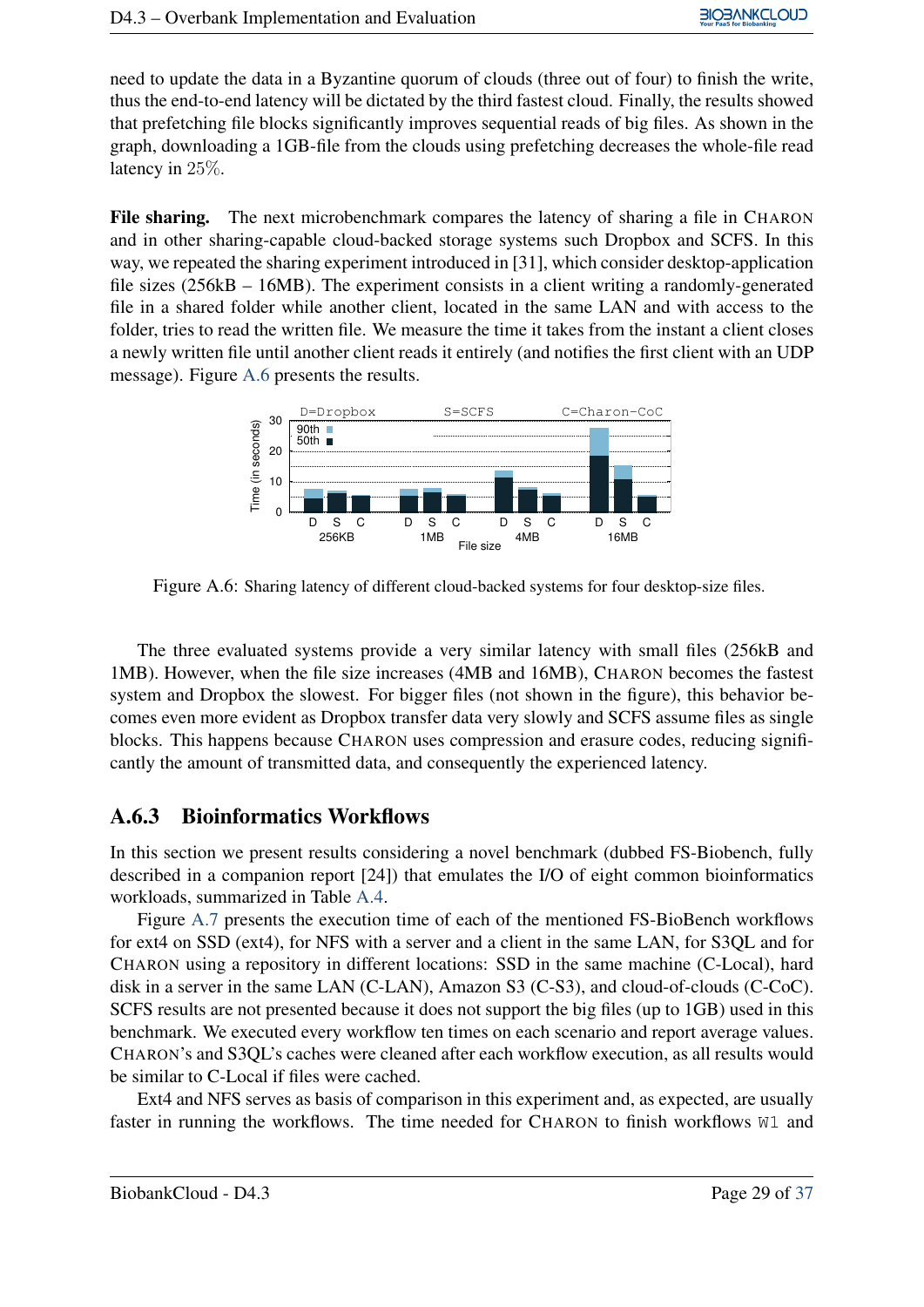need to update the data in a Byzantine quorum of clouds (three out of four) to finish the write, thus the end-to-end latency will be dictated by the third fastest cloud. Finally, the results showed that prefetching file blocks significantly improves sequential reads of big files. As shown in the graph, downloading a 1GB-file from the clouds using prefetching decreases the whole-file read latency in 25%.

**File sharing.** The next microbenchmark compares the latency of sharing a file in CHARON and in other sharing-capable cloud-backed storage systems such Dropbox and SCFS. In this way, we repeated the sharing experiment introduced in [31], which consider desktop-application file sizes (256kB – 16MB). The experiment consists in a client writing a randomly-generated file in a shared folder while another client, located in the same LAN and with access to the folder, tries to read the written file. We measure the time it takes from the instant a client closes a newly written file until another client reads it entirely (and notifies the first client with an UDP message). Figure A.6 presents the results.

Figure A.6: Sharing latency of different cloud-backed systems for four desktop-size files.

The three evaluated systems provide a very similar latency with small files (256kB and 1MB). However, when the file size increases (4MB and 16MB), CHARON becomes the fastest system and Dropbox the slowest. For bigger files (not shown in the figure), this behavior becomes even more evident as Dropbox transfer data very slowly and SCFS assume files as single blocks. This happens because CHARON uses compression and erasure codes, reducing significantly the amount of transmitted data, and consequently the experienced latency.

### A.6.3 Bioinformatics Workflows

In this section we present results considering a novel benchmark (dubbed FS-Biobench, fully described in a companion report [24]) that emulates the I/O of eight common bioinformatics workloads, summarized in Table A.4.

Figure A.7 presents the execution time of each of the mentioned FS-BioBench workflows for ext4 on SSD (ext4), for NFS with a server and a client in the same LAN, for S3QL and for CHARON using a repository in different locations: SSD in the same machine (C-Local), hard disk in a server in the same LAN (C-LAN), Amazon S3 (C-S3), and cloud-of-clouds (C-CoC). SCFS results are not presented because it does not support the big files (up to 1GB) used in this benchmark. We executed every workflow ten times on each scenario and report average values. CHARON's and S3QL's caches were cleaned after each workflow execution, as all results would be similar to C-Local if files were cached.

Ext4 and NFS serves as basis of comparison in this experiment and, as expected, are usually faster in running the workflows. The time needed for CHARON to finish workflows `W1` and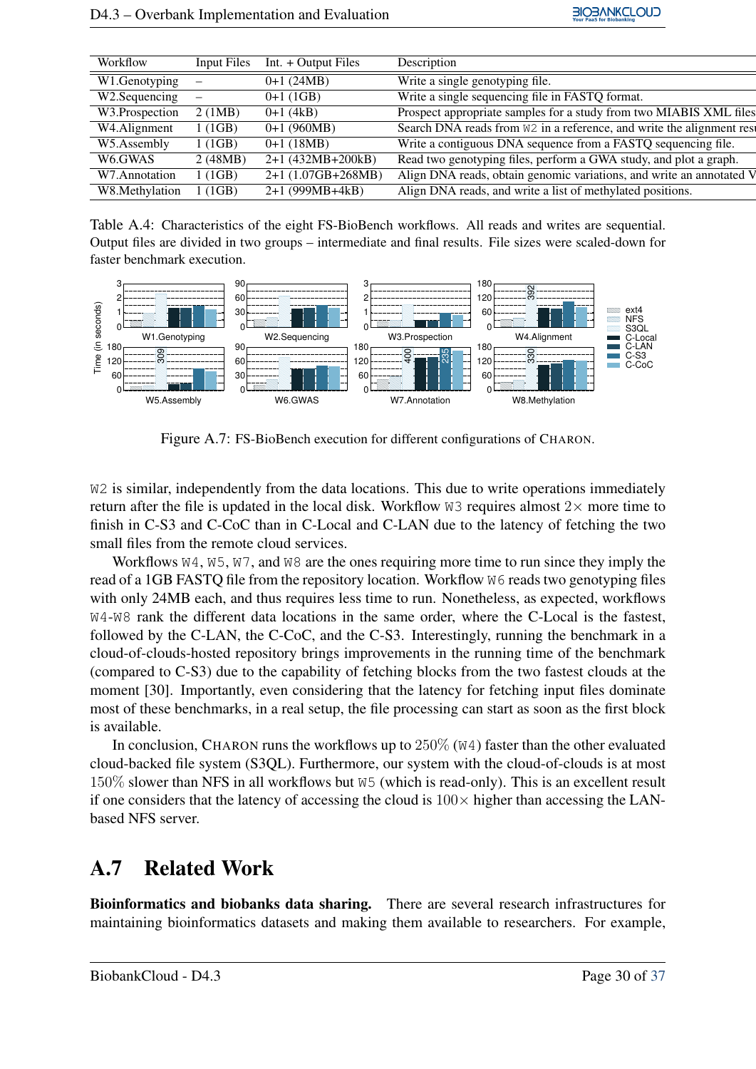| Workflow | Input Files | Int. + Output Files | Description |
|---|---|---|---|
| W1.Genotyping | – | 0+1 (24MB) | Write a single genotyping file. |
| W2.Sequencing | – | 0+1 (1GB) | Write a single sequencing file in FASTQ format. |
| W3.Prospection | 2 (1MB) | 0+1 (4kB) | Prospect appropriate samples for a study from two MIABIS XML files |
| W4.Alignment | 1 (1GB) | 0+1 (960MB) | Search DNA reads from W2 in a reference, and write the alignment resu |
| W5.Assembly | 1 (1GB) | 0+1 (18MB) | Write a contiguous DNA sequence from a FASTQ sequencing file. |
| W6.GWAS | 2 (48MB) | 2+1 (432MB+200kB) | Read two genotyping files, perform a GWA study, and plot a graph. |
| W7.Annotation | 1 (1GB) | 2+1 (1.07GB+268MB) | Align DNA reads, obtain genomic variations, and write an annotated V |
| W8.Methylation | 1 (1GB) | 2+1 (999MB+4kB) | Align DNA reads, and write a list of methylated positions. |

Table A.4: Characteristics of the eight FS-BioBench workflows. All reads and writes are sequential. Output files are divided in two groups – intermediate and final results. File sizes were scaled-down for faster benchmark execution.

Figure A.7: FS-BioBench execution for different configurations of CHARON.

W2 is similar, independently from the data locations. This due to write operations immediately return after the file is updated in the local disk. Workflow W3 requires almost $2\times$ more time to finish in C-S3 and C-CoC than in C-Local and C-LAN due to the latency of fetching the two small files from the remote cloud services.

Workflows W4, W5, W7, and W8 are the ones requiring more time to run since they imply the read of a 1GB FASTQ file from the repository location. Workflow W6 reads two genotyping files with only 24MB each, and thus requires less time to run. Nonetheless, as expected, workflows W4-W8 rank the different data locations in the same order, where the C-Local is the fastest, followed by the C-LAN, the C-CoC, and the C-S3. Interestingly, running the benchmark in a cloud-of-clouds-hosted repository brings improvements in the running time of the benchmark (compared to C-S3) due to the capability of fetching blocks from the two fastest clouds at the moment [30]. Importantly, even considering that the latency for fetching input files dominate most of these benchmarks, in a real setup, the file processing can start as soon as the first block is available.

In conclusion, CHARON runs the workflows up to $250\%$ (W4) faster than the other evaluated cloud-backed file system (S3QL). Furthermore, our system with the cloud-of-clouds is at most $150\%$ slower than NFS in all workflows but W5 (which is read-only). This is an excellent result if one considers that the latency of accessing the cloud is $100\times$ higher than accessing the LAN-based NFS server.

## A.7 Related Work

**Bioinformatics and biobanks data sharing.** There are several research infrastructures for maintaining bioinformatics datasets and making them available to researchers. For example,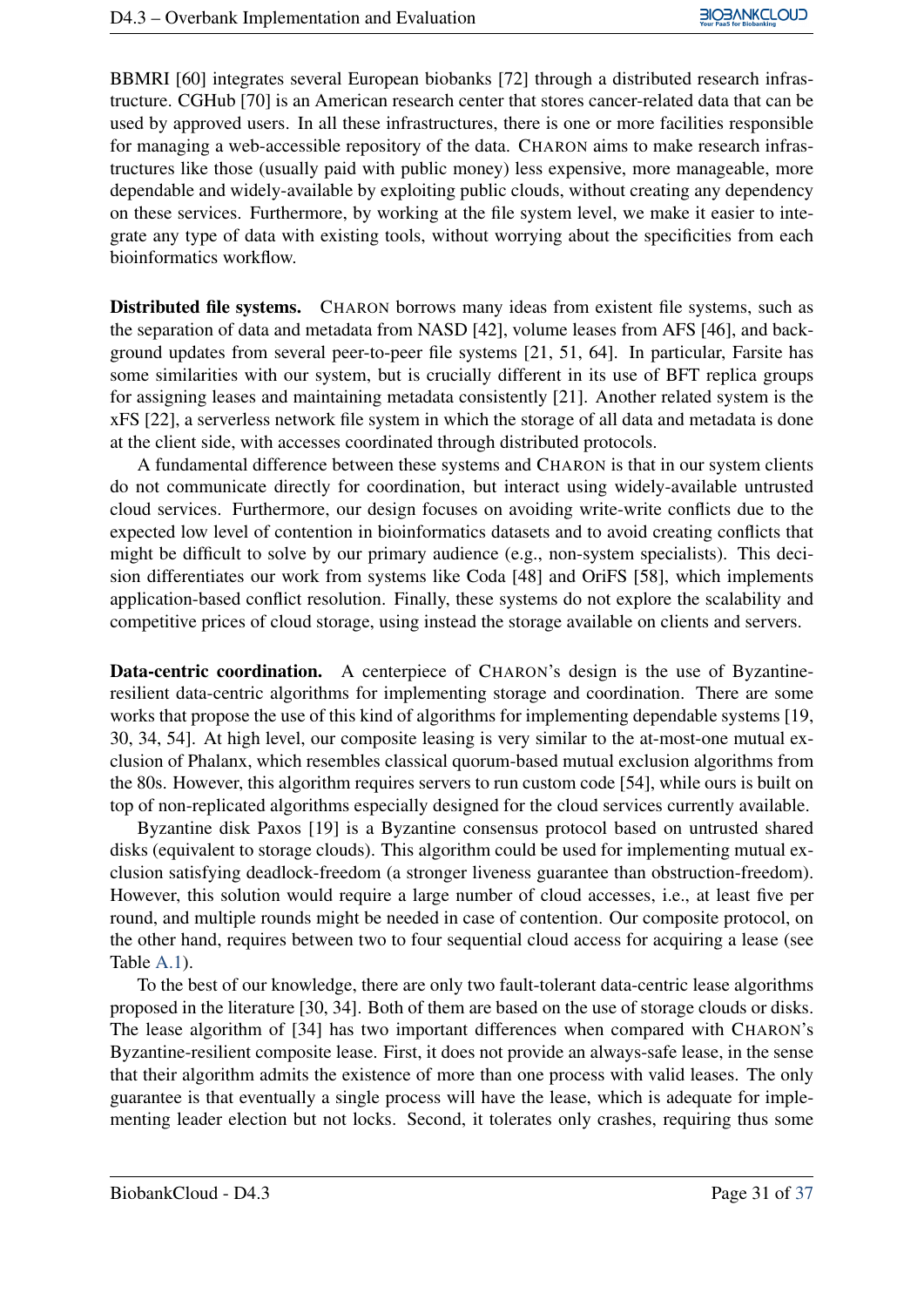BBMRI [60] integrates several European biobanks [72] through a distributed research infrastructure. CGHub [70] is an American research center that stores cancer-related data that can be used by approved users. In all these infrastructures, there is one or more facilities responsible for managing a web-accessible repository of the data. CHARON aims to make research infrastructures like those (usually paid with public money) less expensive, more manageable, more dependable and widely-available by exploiting public clouds, without creating any dependency on these services. Furthermore, by working at the file system level, we make it easier to integrate any type of data with existing tools, without worrying about the specificities from each bioinformatics workflow.

**Distributed file systems.** CHARON borrows many ideas from existent file systems, such as the separation of data and metadata from NASD [42], volume leases from AFS [46], and background updates from several peer-to-peer file systems [21, 51, 64]. In particular, Farsite has some similarities with our system, but is crucially different in its use of BFT replica groups for assigning leases and maintaining metadata consistently [21]. Another related system is the xFS [22], a serverless network file system in which the storage of all data and metadata is done at the client side, with accesses coordinated through distributed protocols.

A fundamental difference between these systems and CHARON is that in our system clients do not communicate directly for coordination, but interact using widely-available untrusted cloud services. Furthermore, our design focuses on avoiding write-write conflicts due to the expected low level of contention in bioinformatics datasets and to avoid creating conflicts that might be difficult to solve by our primary audience (e.g., non-system specialists). This decision differentiates our work from systems like Coda [48] and OriFS [58], which implements application-based conflict resolution. Finally, these systems do not explore the scalability and competitive prices of cloud storage, using instead the storage available on clients and servers.

**Data-centric coordination.** A centerpiece of CHARON's design is the use of Byzantine-resilient data-centric algorithms for implementing storage and coordination. There are some works that propose the use of this kind of algorithms for implementing dependable systems [19, 30, 34, 54]. At high level, our composite leasing is very similar to the at-most-one mutual exclusion of Phalanx, which resembles classical quorum-based mutual exclusion algorithms from the 80s. However, this algorithm requires servers to run custom code [54], while ours is built on top of non-replicated algorithms especially designed for the cloud services currently available.

Byzantine disk Paxos [19] is a Byzantine consensus protocol based on untrusted shared disks (equivalent to storage clouds). This algorithm could be used for implementing mutual exclusion satisfying deadlock-freedom (a stronger liveness guarantee than obstruction-freedom). However, this solution would require a large number of cloud accesses, i.e., at least five per round, and multiple rounds might be needed in case of contention. Our composite protocol, on the other hand, requires between two to four sequential cloud access for acquiring a lease (see Table A.1).

To the best of our knowledge, there are only two fault-tolerant data-centric lease algorithms proposed in the literature [30, 34]. Both of them are based on the use of storage clouds or disks. The lease algorithm of [34] has two important differences when compared with CHARON's Byzantine-resilient composite lease. First, it does not provide an always-safe lease, in the sense that their algorithm admits the existence of more than one process with valid leases. The only guarantee is that eventually a single process will have the lease, which is adequate for implementing leader election but not locks. Second, it tolerates only crashes, requiring thus some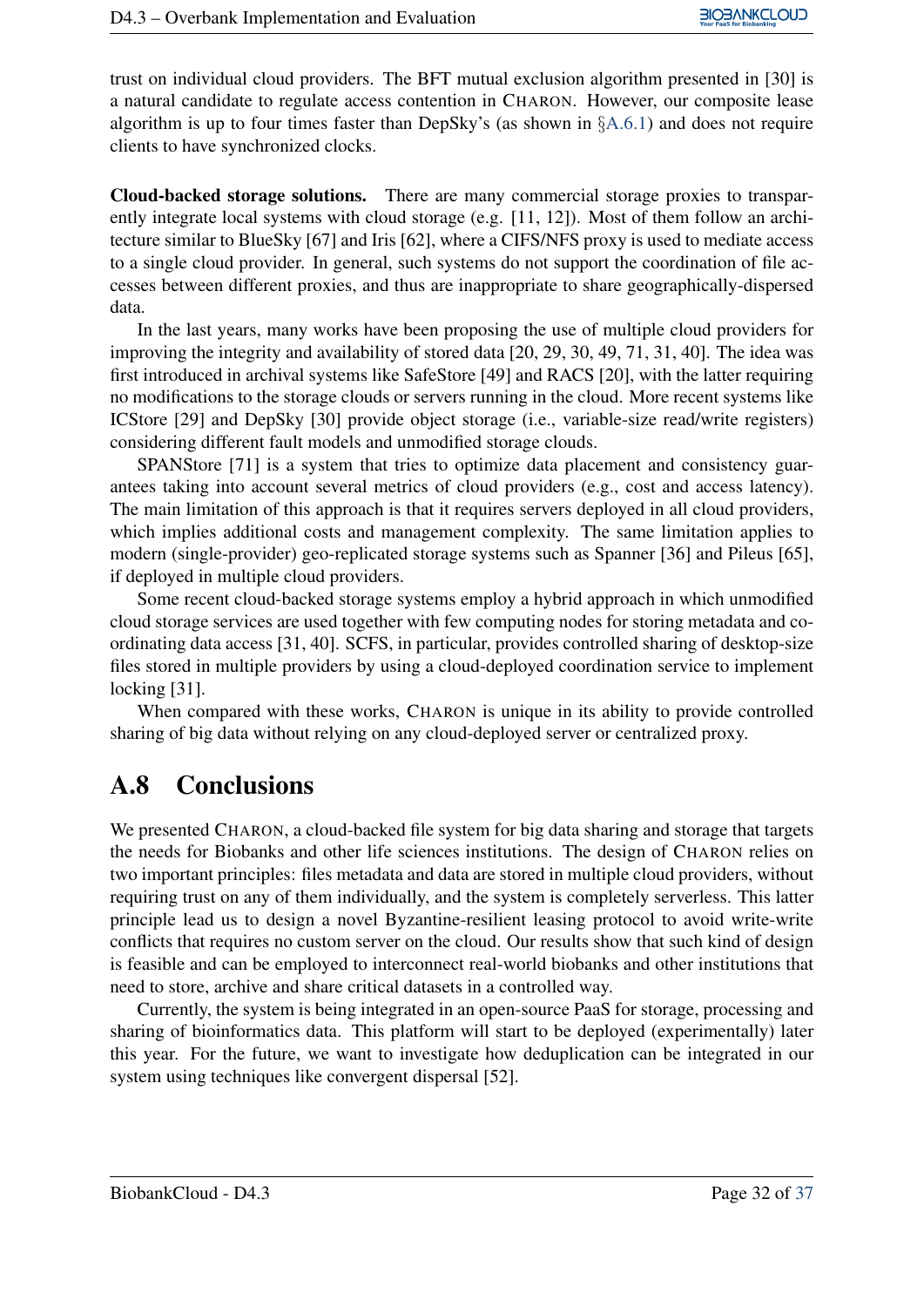trust on individual cloud providers. The BFT mutual exclusion algorithm presented in [30] is a natural candidate to regulate access contention in CHARON. However, our composite lease algorithm is up to four times faster than DepSky's (as shown in §A.6.1) and does not require clients to have synchronized clocks.

**Cloud-backed storage solutions.** There are many commercial storage proxies to transparently integrate local systems with cloud storage (e.g. [11, 12]). Most of them follow an architecture similar to BlueSky [67] and Iris [62], where a CIFS/NFS proxy is used to mediate access to a single cloud provider. In general, such systems do not support the coordination of file accesses between different proxies, and thus are inappropriate to share geographically-dispersed data.

In the last years, many works have been proposing the use of multiple cloud providers for improving the integrity and availability of stored data [20, 29, 30, 49, 71, 31, 40]. The idea was first introduced in archival systems like SafeStore [49] and RACS [20], with the latter requiring no modifications to the storage clouds or servers running in the cloud. More recent systems like ICStore [29] and DepSky [30] provide object storage (i.e., variable-size read/write registers) considering different fault models and unmodified storage clouds.

SPANStore [71] is a system that tries to optimize data placement and consistency guarantees taking into account several metrics of cloud providers (e.g., cost and access latency). The main limitation of this approach is that it requires servers deployed in all cloud providers, which implies additional costs and management complexity. The same limitation applies to modern (single-provider) geo-replicated storage systems such as Spanner [36] and Pileus [65], if deployed in multiple cloud providers.

Some recent cloud-backed storage systems employ a hybrid approach in which unmodified cloud storage services are used together with few computing nodes for storing metadata and coordinating data access [31, 40]. SCFS, in particular, provides controlled sharing of desktop-size files stored in multiple providers by using a cloud-deployed coordination service to implement locking [31].

When compared with these works, CHARON is unique in its ability to provide controlled sharing of big data without relying on any cloud-deployed server or centralized proxy.

## A.8 Conclusions

We presented CHARON, a cloud-backed file system for big data sharing and storage that targets the needs for Biobanks and other life sciences institutions. The design of CHARON relies on two important principles: files metadata and data are stored in multiple cloud providers, without requiring trust on any of them individually, and the system is completely serverless. This latter principle lead us to design a novel Byzantine-resilient leasing protocol to avoid write-write conflicts that requires no custom server on the cloud. Our results show that such kind of design is feasible and can be employed to interconnect real-world biobanks and other institutions that need to store, archive and share critical datasets in a controlled way.

Currently, the system is being integrated in an open-source PaaS for storage, processing and sharing of bioinformatics data. This platform will start to be deployed (experimentally) later this year. For the future, we want to investigate how deduplication can be integrated in our system using techniques like convergent dispersal [52].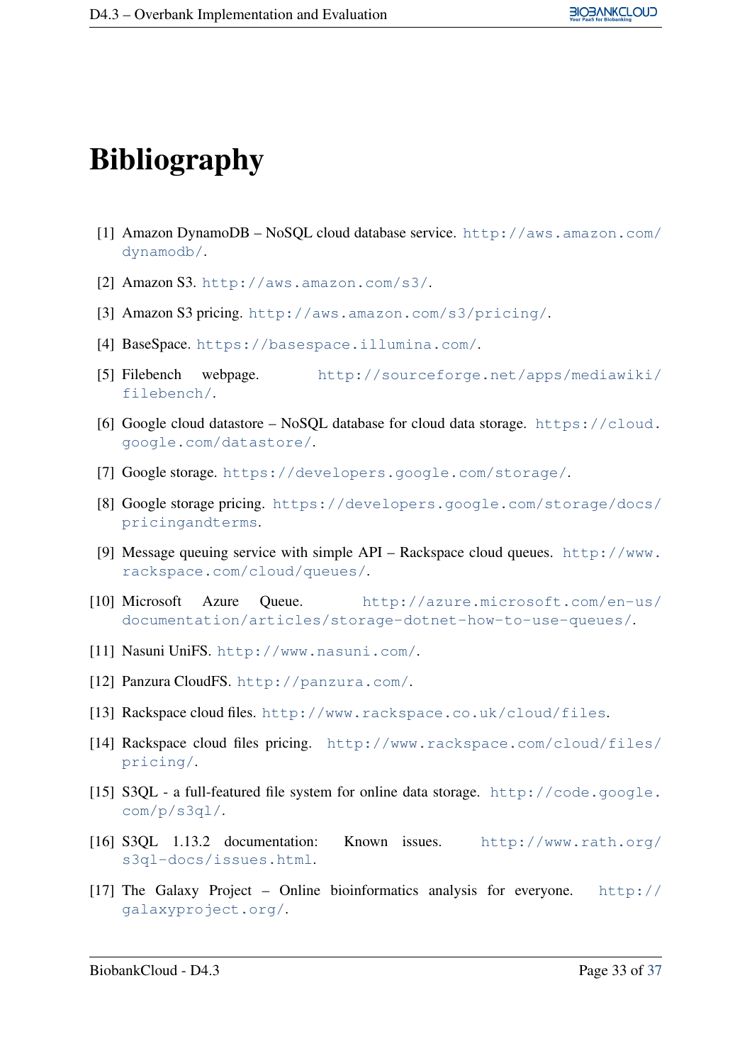# Bibliography

[1] Amazon DynamoDB – NoSQL cloud database service. http://aws.amazon.com/dynamodb/.

[2] Amazon S3. http://aws.amazon.com/s3/.

[3] Amazon S3 pricing. http://aws.amazon.com/s3/pricing/.

[4] BaseSpace. https://basespace.illumina.com/.

[5] Filebench webpage. http://sourceforge.net/apps/mediawiki/filebench/.

[6] Google cloud datastore – NoSQL database for cloud data storage. https://cloud.google.com/datastore/.

[7] Google storage. https://developers.google.com/storage/.

[8] Google storage pricing. https://developers.google.com/storage/docs/pricingandterms.

[9] Message queuing service with simple API – Rackspace cloud queues. http://www.rackspace.com/cloud/queues/.

[10] Microsoft Azure Queue. http://azure.microsoft.com/en-us/documentation/articles/storage-dotnet-how-to-use-queues/.

[11] Nasuni UniFS. http://www.nasuni.com/.

[12] Panzura CloudFS. http://panzura.com/.

[13] Rackspace cloud files. http://www.rackspace.co.uk/cloud/files.

[14] Rackspace cloud files pricing. http://www.rackspace.com/cloud/files/pricing/.

[15] S3QL - a full-featured file system for online data storage. http://code.google.com/p/s3ql/.

[16] S3QL 1.13.2 documentation: Known issues. http://www.rath.org/s3ql-docs/issues.html.

[17] The Galaxy Project – Online bioinformatics analysis for everyone. http://galaxyproject.org/.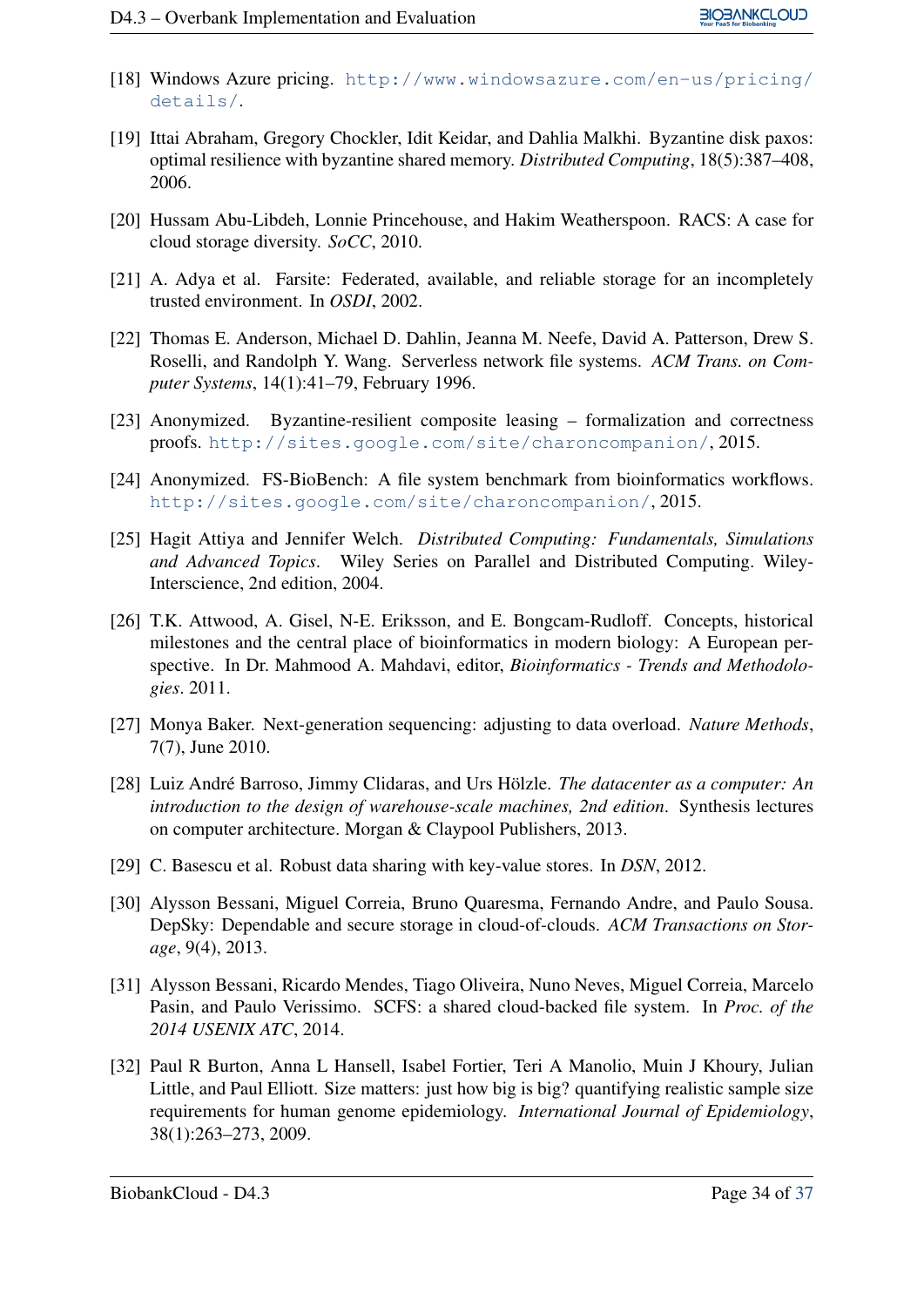[18] Windows Azure pricing. http://www.windowsazure.com/en-us/pricing/details/.

[19] Ittai Abraham, Gregory Chockler, Idit Keidar, and Dahlia Malkhi. Byzantine disk paxos: optimal resilience with byzantine shared memory. *Distributed Computing*, 18(5):387–408, 2006.

[20] Hussam Abu-Libdeh, Lonnie Princehouse, and Hakim Weatherspoon. RACS: A case for cloud storage diversity. *SoCC*, 2010.

[21] A. Adya et al. Farsite: Federated, available, and reliable storage for an incompletely trusted environment. In *OSDI*, 2002.

[22] Thomas E. Anderson, Michael D. Dahlin, Jeanna M. Neefe, David A. Patterson, Drew S. Roselli, and Randolph Y. Wang. Serverless network file systems. *ACM Trans. on Computer Systems*, 14(1):41–79, February 1996.

[23] Anonymized. Byzantine-resilient composite leasing – formalization and correctness proofs. http://sites.google.com/site/charoncompanion/, 2015.

[24] Anonymized. FS-BioBench: A file system benchmark from bioinformatics workflows. http://sites.google.com/site/charoncompanion/, 2015.

[25] Hagit Attiya and Jennifer Welch. *Distributed Computing: Fundamentals, Simulations and Advanced Topics*. Wiley Series on Parallel and Distributed Computing. Wiley-Interscience, 2nd edition, 2004.

[26] T.K. Attwood, A. Gisel, N-E. Eriksson, and E. Bongcam-Rudloff. Concepts, historical milestones and the central place of bioinformatics in modern biology: A European perspective. In Dr. Mahmood A. Mahdavi, editor, *Bioinformatics - Trends and Methodologies*. 2011.

[27] Monya Baker. Next-generation sequencing: adjusting to data overload. *Nature Methods*, 7(7), June 2010.

[28] Luiz André Barroso, Jimmy Clidaras, and Urs Hölzle. *The datacenter as a computer: An introduction to the design of warehouse-scale machines, 2nd edition*. Synthesis lectures on computer architecture. Morgan & Claypool Publishers, 2013.

[29] C. Basescu et al. Robust data sharing with key-value stores. In *DSN*, 2012.

[30] Alysson Bessani, Miguel Correia, Bruno Quaresma, Fernando Andre, and Paulo Sousa. DepSky: Dependable and secure storage in cloud-of-clouds. *ACM Transactions on Storage*, 9(4), 2013.

[31] Alysson Bessani, Ricardo Mendes, Tiago Oliveira, Nuno Neves, Miguel Correia, Marcelo Pasin, and Paulo Verissimo. SCFS: a shared cloud-backed file system. In *Proc. of the 2014 USENIX ATC*, 2014.

[32] Paul R Burton, Anna L Hansell, Isabel Fortier, Teri A Manolio, Muin J Khoury, Julian Little, and Paul Elliott. Size matters: just how big is big? quantifying realistic sample size requirements for human genome epidemiology. *International Journal of Epidemiology*, 38(1):263–273, 2009.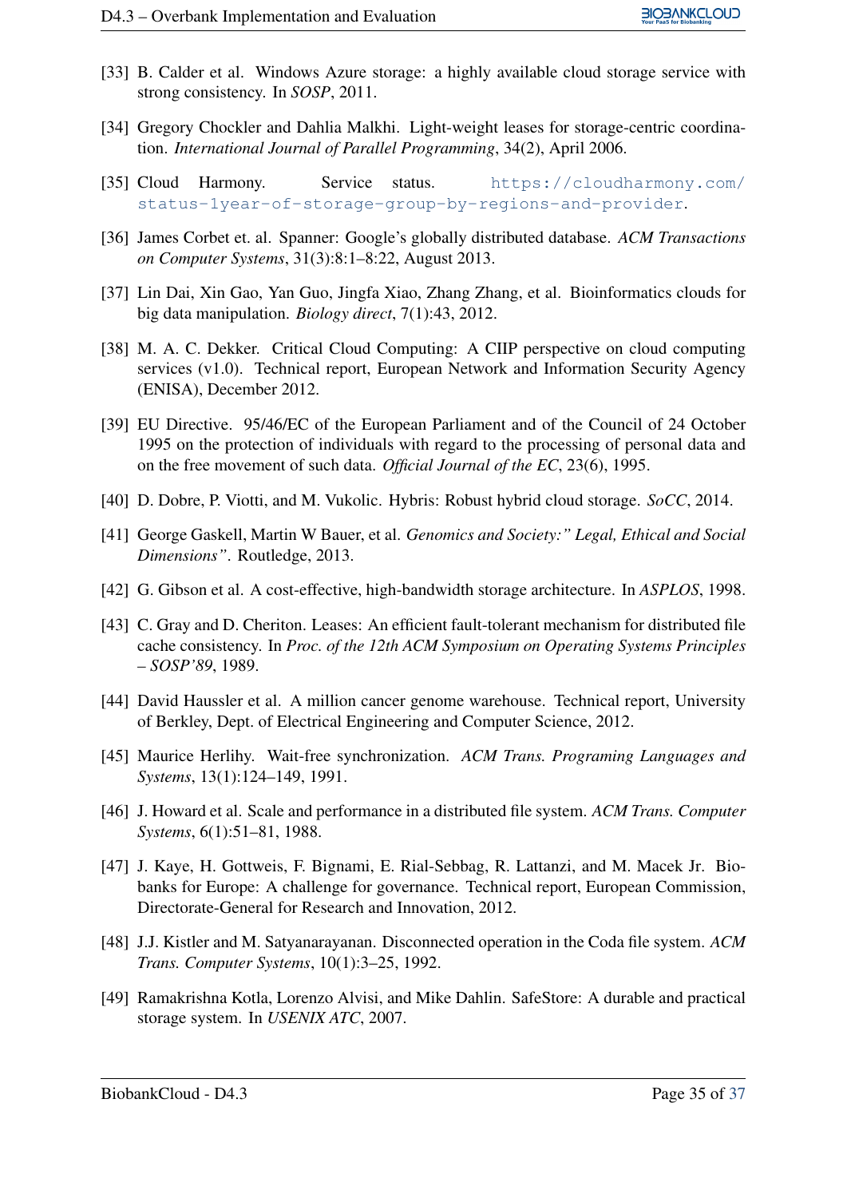[33] B. Calder et al. Windows Azure storage: a highly available cloud storage service with strong consistency. In *SOSP*, 2011.

[34] Gregory Chockler and Dahlia Malkhi. Light-weight leases for storage-centric coordination. *International Journal of Parallel Programming*, 34(2), April 2006.

[35] Cloud Harmony. Service status. https://cloudharmony.com/status-1year-of-storage-group-by-regions-and-provider.

[36] James Corbet et. al. Spanner: Google's globally distributed database. *ACM Transactions on Computer Systems*, 31(3):8:1–8:22, August 2013.

[37] Lin Dai, Xin Gao, Yan Guo, Jingfa Xiao, Zhang Zhang, et al. Bioinformatics clouds for big data manipulation. *Biology direct*, 7(1):43, 2012.

[38] M. A. C. Dekker. Critical Cloud Computing: A CIIP perspective on cloud computing services (v1.0). Technical report, European Network and Information Security Agency (ENISA), December 2012.

[39] EU Directive. 95/46/EC of the European Parliament and of the Council of 24 October 1995 on the protection of individuals with regard to the processing of personal data and on the free movement of such data. *Official Journal of the EC*, 23(6), 1995.

[40] D. Dobre, P. Viotti, and M. Vukolic. Hybris: Robust hybrid cloud storage. *SoCC*, 2014.

[41] George Gaskell, Martin W Bauer, et al. *Genomics and Society:" Legal, Ethical and Social Dimensions"*. Routledge, 2013.

[42] G. Gibson et al. A cost-effective, high-bandwidth storage architecture. In *ASPLOS*, 1998.

[43] C. Gray and D. Cheriton. Leases: An efficient fault-tolerant mechanism for distributed file cache consistency. In *Proc. of the 12th ACM Symposium on Operating Systems Principles – SOSP'89*, 1989.

[44] David Haussler et al. A million cancer genome warehouse. Technical report, University of Berkley, Dept. of Electrical Engineering and Computer Science, 2012.

[45] Maurice Herlihy. Wait-free synchronization. *ACM Trans. Programing Languages and Systems*, 13(1):124–149, 1991.

[46] J. Howard et al. Scale and performance in a distributed file system. *ACM Trans. Computer Systems*, 6(1):51–81, 1988.

[47] J. Kaye, H. Gottweis, F. Bignami, E. Rial-Sebbag, R. Lattanzi, and M. Macek Jr. Biobanks for Europe: A challenge for governance. Technical report, European Commission, Directorate-General for Research and Innovation, 2012.

[48] J.J. Kistler and M. Satyanarayanan. Disconnected operation in the Coda file system. *ACM Trans. Computer Systems*, 10(1):3–25, 1992.

[49] Ramakrishna Kotla, Lorenzo Alvisi, and Mike Dahlin. SafeStore: A durable and practical storage system. In *USENIX ATC*, 2007.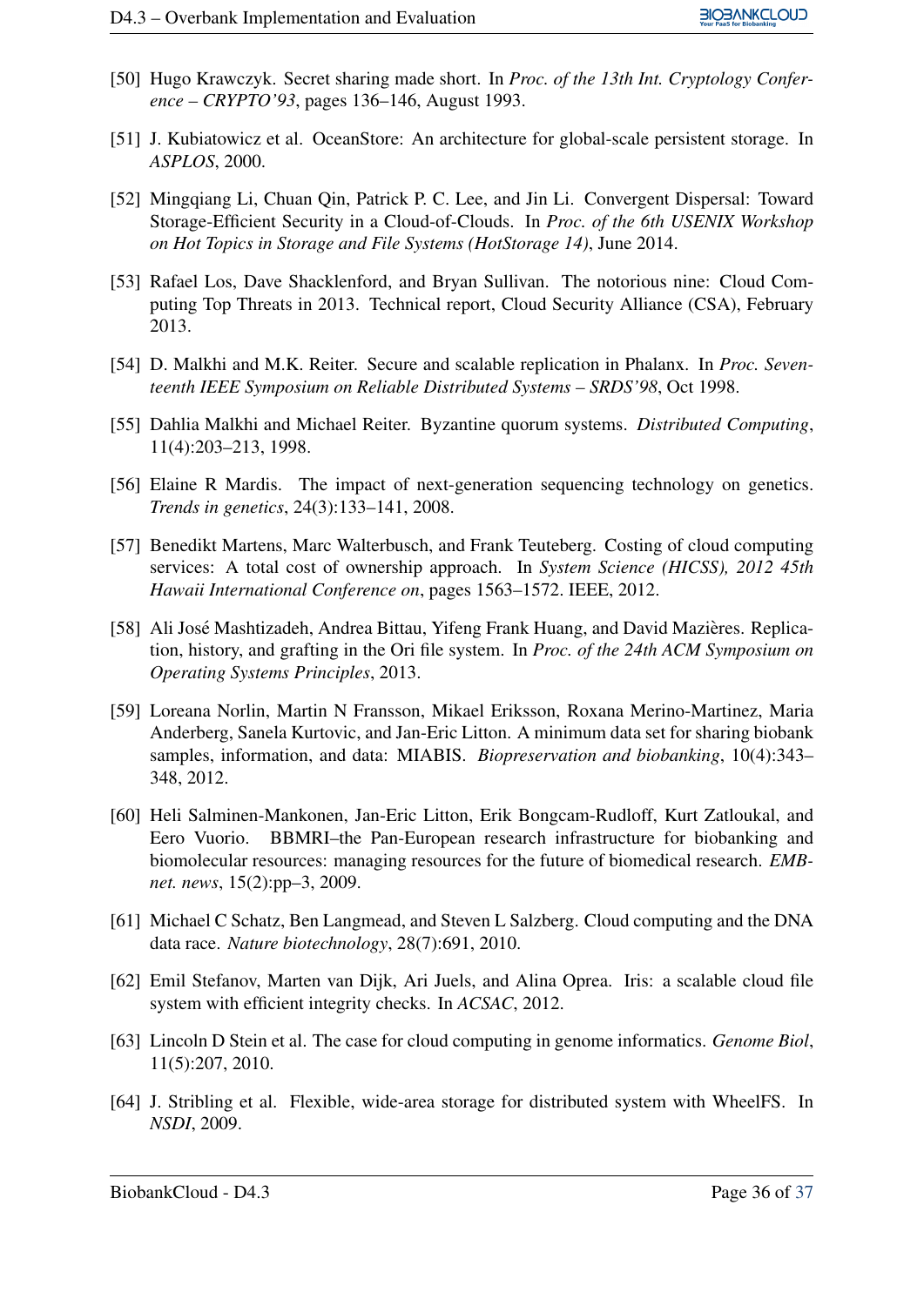[50] Hugo Krawczyk. Secret sharing made short. In *Proc. of the 13th Int. Cryptology Conference – CRYPTO'93*, pages 136–146, August 1993.

[51] J. Kubiatowicz et al. OceanStore: An architecture for global-scale persistent storage. In *ASPLOS*, 2000.

[52] Mingqiang Li, Chuan Qin, Patrick P. C. Lee, and Jin Li. Convergent Dispersal: Toward Storage-Efficient Security in a Cloud-of-Clouds. In *Proc. of the 6th USENIX Workshop on Hot Topics in Storage and File Systems (HotStorage 14)*, June 2014.

[53] Rafael Los, Dave Shacklenford, and Bryan Sullivan. The notorious nine: Cloud Computing Top Threats in 2013. Technical report, Cloud Security Alliance (CSA), February 2013.

[54] D. Malkhi and M.K. Reiter. Secure and scalable replication in Phalanx. In *Proc. Seventeenth IEEE Symposium on Reliable Distributed Systems – SRDS'98*, Oct 1998.

[55] Dahlia Malkhi and Michael Reiter. Byzantine quorum systems. *Distributed Computing*, 11(4):203–213, 1998.

[56] Elaine R Mardis. The impact of next-generation sequencing technology on genetics. *Trends in genetics*, 24(3):133–141, 2008.

[57] Benedikt Martens, Marc Walterbusch, and Frank Teuteberg. Costing of cloud computing services: A total cost of ownership approach. In *System Science (HICSS), 2012 45th Hawaii International Conference on*, pages 1563–1572. IEEE, 2012.

[58] Ali José Mashtizadeh, Andrea Bittau, Yifeng Frank Huang, and David Mazières. Replication, history, and grafting in the Ori file system. In *Proc. of the 24th ACM Symposium on Operating Systems Principles*, 2013.

[59] Loreana Norlin, Martin N Fransson, Mikael Eriksson, Roxana Merino-Martinez, Maria Anderberg, Sanela Kurtovic, and Jan-Eric Litton. A minimum data set for sharing biobank samples, information, and data: MIABIS. *Biopreservation and biobanking*, 10(4):343–348, 2012.

[60] Heli Salminen-Mankonen, Jan-Eric Litton, Erik Bongcam-Rudloff, Kurt Zatloukal, and Eero Vuorio. BBMRI–the Pan-European research infrastructure for biobanking and biomolecular resources: managing resources for the future of biomedical research. *EMBnet. news*, 15(2):pp–3, 2009.

[61] Michael C Schatz, Ben Langmead, and Steven L Salzberg. Cloud computing and the DNA data race. *Nature biotechnology*, 28(7):691, 2010.

[62] Emil Stefanov, Marten van Dijk, Ari Juels, and Alina Oprea. Iris: a scalable cloud file system with efficient integrity checks. In *ACSAC*, 2012.

[63] Lincoln D Stein et al. The case for cloud computing in genome informatics. *Genome Biol*, 11(5):207, 2010.

[64] J. Stribling et al. Flexible, wide-area storage for distributed system with WheelFS. In *NSDI*, 2009.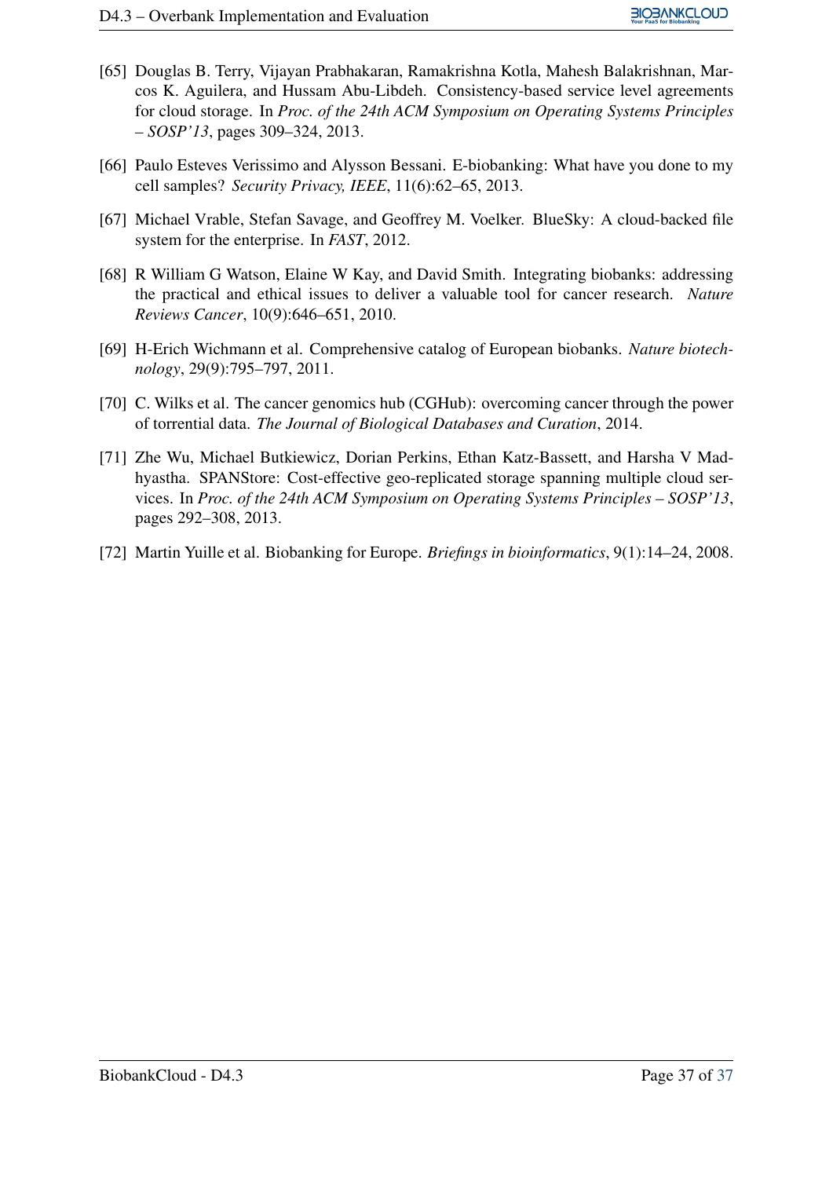[65] Douglas B. Terry, Vijayan Prabhakaran, Ramakrishna Kotla, Mahesh Balakrishnan, Marcos K. Aguilera, and Hussam Abu-Libdeh. Consistency-based service level agreements for cloud storage. In *Proc. of the 24th ACM Symposium on Operating Systems Principles – SOSP'13*, pages 309–324, 2013.

[66] Paulo Esteves Verissimo and Alysson Bessani. E-biobanking: What have you done to my cell samples? *Security Privacy, IEEE*, 11(6):62–65, 2013.

[67] Michael Vrable, Stefan Savage, and Geoffrey M. Voelker. BlueSky: A cloud-backed file system for the enterprise. In *FAST*, 2012.

[68] R William G Watson, Elaine W Kay, and David Smith. Integrating biobanks: addressing the practical and ethical issues to deliver a valuable tool for cancer research. *Nature Reviews Cancer*, 10(9):646–651, 2010.

[69] H-Erich Wichmann et al. Comprehensive catalog of European biobanks. *Nature biotechnology*, 29(9):795–797, 2011.

[70] C. Wilks et al. The cancer genomics hub (CGHub): overcoming cancer through the power of torrential data. *The Journal of Biological Databases and Curation*, 2014.

[71] Zhe Wu, Michael Butkiewicz, Dorian Perkins, Ethan Katz-Bassett, and Harsha V Madhyastha. SPANStore: Cost-effective geo-replicated storage spanning multiple cloud services. In *Proc. of the 24th ACM Symposium on Operating Systems Principles – SOSP'13*, pages 292–308, 2013.

[72] Martin Yuille et al. Biobanking for Europe. *Briefings in bioinformatics*, 9(1):14–24, 2008.